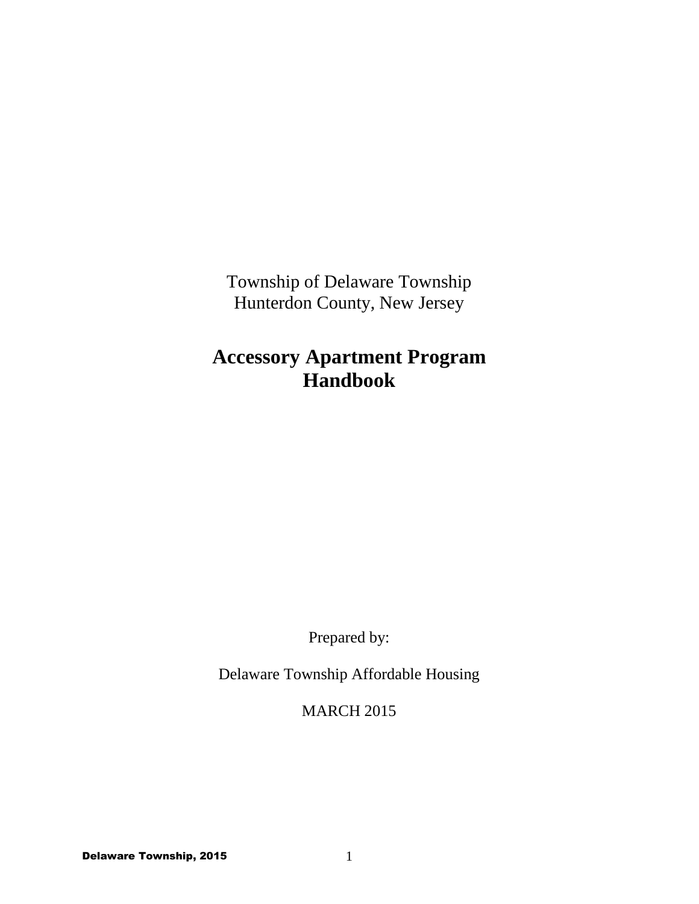Township of Delaware Township
Hunterdon County, New Jersey

# Accessory Apartment Program Handbook

Prepared by:

Delaware Township Affordable Housing

MARCH 2015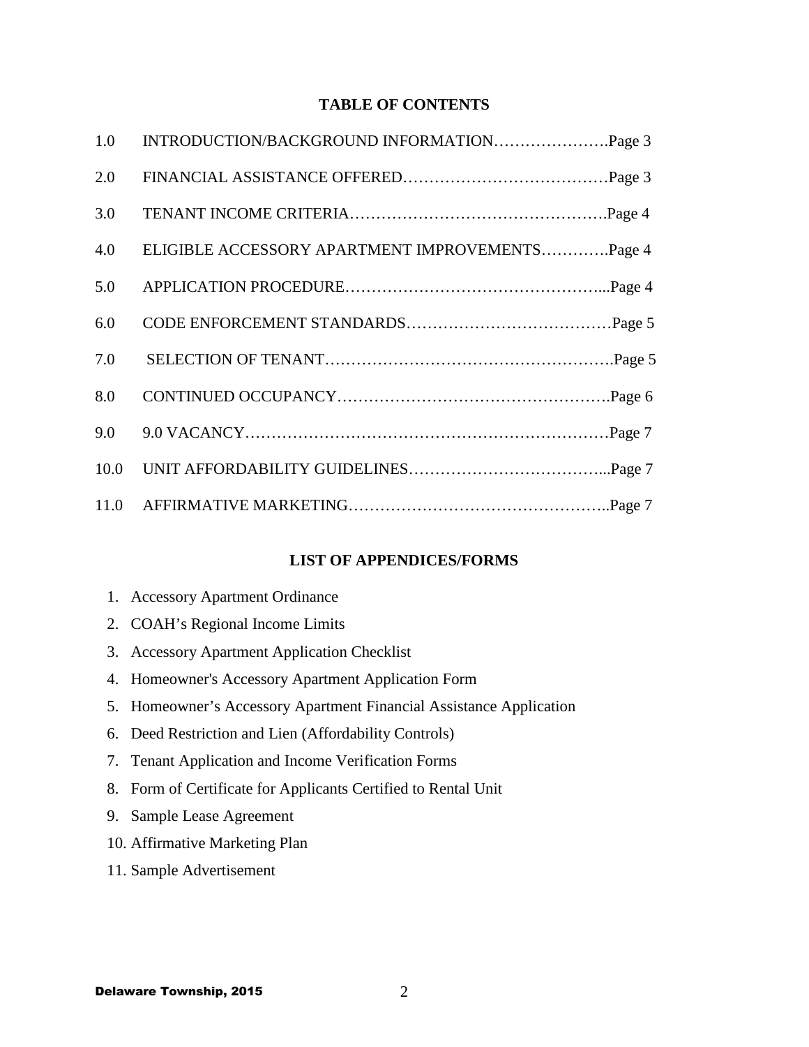## TABLE OF CONTENTS

| | | |
|---|---|---|
| 1.0 | INTRODUCTION/BACKGROUND INFORMATION | Page 3 |
| 2.0 | FINANCIAL ASSISTANCE OFFERED | Page 3 |
| 3.0 | TENANT INCOME CRITERIA | Page 4 |
| 4.0 | ELIGIBLE ACCESSORY APARTMENT IMPROVEMENTS | Page 4 |
| 5.0 | APPLICATION PROCEDURE | Page 4 |
| 6.0 | CODE ENFORCEMENT STANDARDS | Page 5 |
| 7.0 | SELECTION OF TENANT | Page 5 |
| 8.0 | CONTINUED OCCUPANCY | Page 6 |
| 9.0 | 9.0 VACANCY | Page 7 |
| 10.0 | UNIT AFFORDABILITY GUIDELINES | Page 7 |
| 11.0 | AFFIRMATIVE MARKETING | Page 7 |

## LIST OF APPENDICES/FORMS

1. Accessory Apartment Ordinance
2. COAH's Regional Income Limits
3. Accessory Apartment Application Checklist
4. Homeowner's Accessory Apartment Application Form
5. Homeowner's Accessory Apartment Financial Assistance Application
6. Deed Restriction and Lien (Affordability Controls)
7. Tenant Application and Income Verification Forms
8. Form of Certificate for Applicants Certified to Rental Unit
9. Sample Lease Agreement
10. Affirmative Marketing Plan
11. Sample Advertisement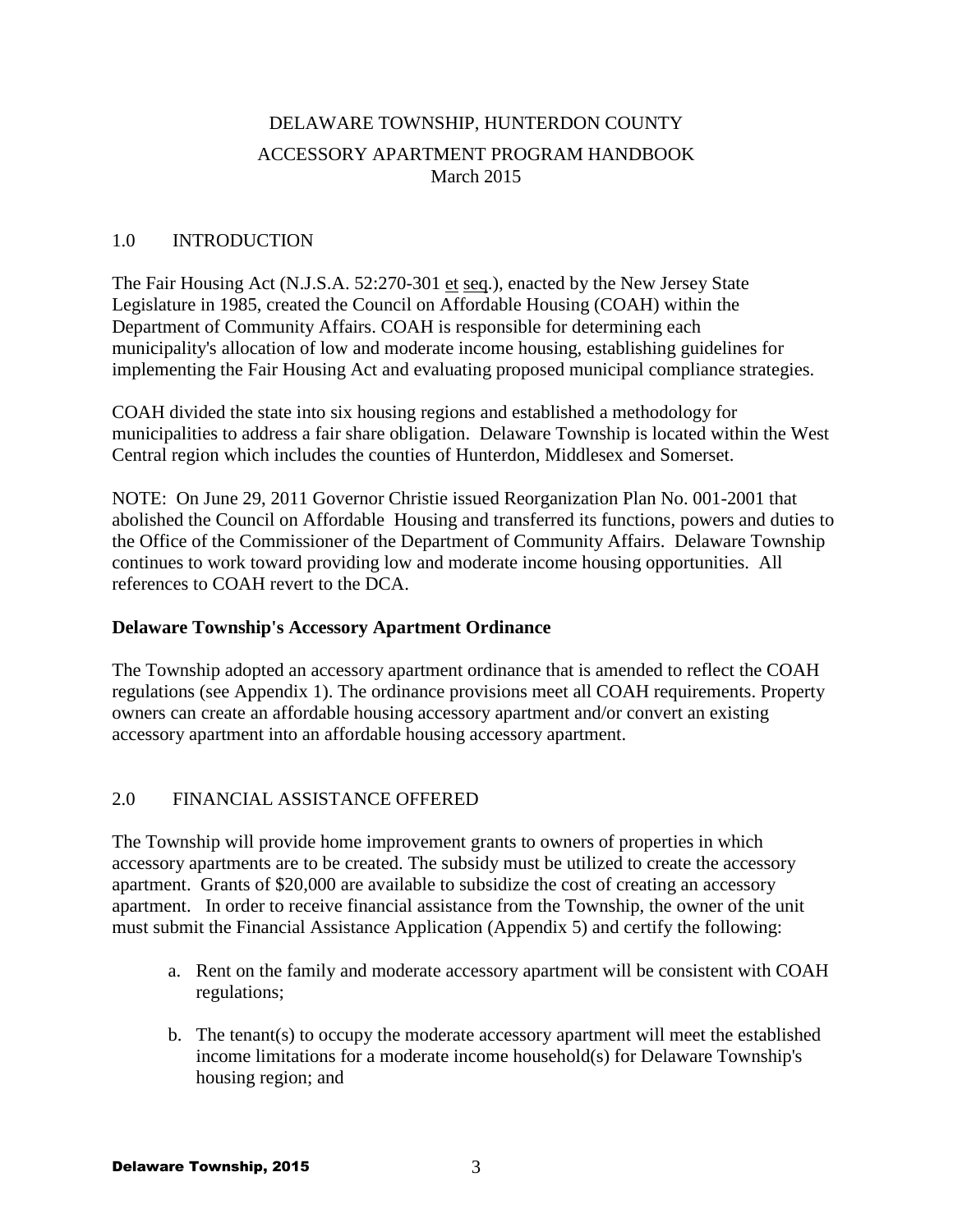# DELAWARE TOWNSHIP, HUNTERDON COUNTY
## ACCESSORY APARTMENT PROGRAM HANDBOOK
March 2015

## 1.0 INTRODUCTION

The Fair Housing Act (N.J.S.A. 52:270-301 et seq.), enacted by the New Jersey State Legislature in 1985, created the Council on Affordable Housing (COAH) within the Department of Community Affairs. COAH is responsible for determining each municipality's allocation of low and moderate income housing, establishing guidelines for implementing the Fair Housing Act and evaluating proposed municipal compliance strategies.

COAH divided the state into six housing regions and established a methodology for municipalities to address a fair share obligation. Delaware Township is located within the West Central region which includes the counties of Hunterdon, Middlesex and Somerset.

NOTE: On June 29, 2011 Governor Christie issued Reorganization Plan No. 001-2001 that abolished the Council on Affordable Housing and transferred its functions, powers and duties to the Office of the Commissioner of the Department of Community Affairs. Delaware Township continues to work toward providing low and moderate income housing opportunities. All references to COAH revert to the DCA.

**Delaware Township's Accessory Apartment Ordinance**

The Township adopted an accessory apartment ordinance that is amended to reflect the COAH regulations (see Appendix 1). The ordinance provisions meet all COAH requirements. Property owners can create an affordable housing accessory apartment and/or convert an existing accessory apartment into an affordable housing accessory apartment.

## 2.0 FINANCIAL ASSISTANCE OFFERED

The Township will provide home improvement grants to owners of properties in which accessory apartments are to be created. The subsidy must be utilized to create the accessory apartment. Grants of $20,000 are available to subsidize the cost of creating an accessory apartment. In order to receive financial assistance from the Township, the owner of the unit must submit the Financial Assistance Application (Appendix 5) and certify the following:

a. Rent on the family and moderate accessory apartment will be consistent with COAH regulations;

b. The tenant(s) to occupy the moderate accessory apartment will meet the established income limitations for a moderate income household(s) for Delaware Township's housing region; and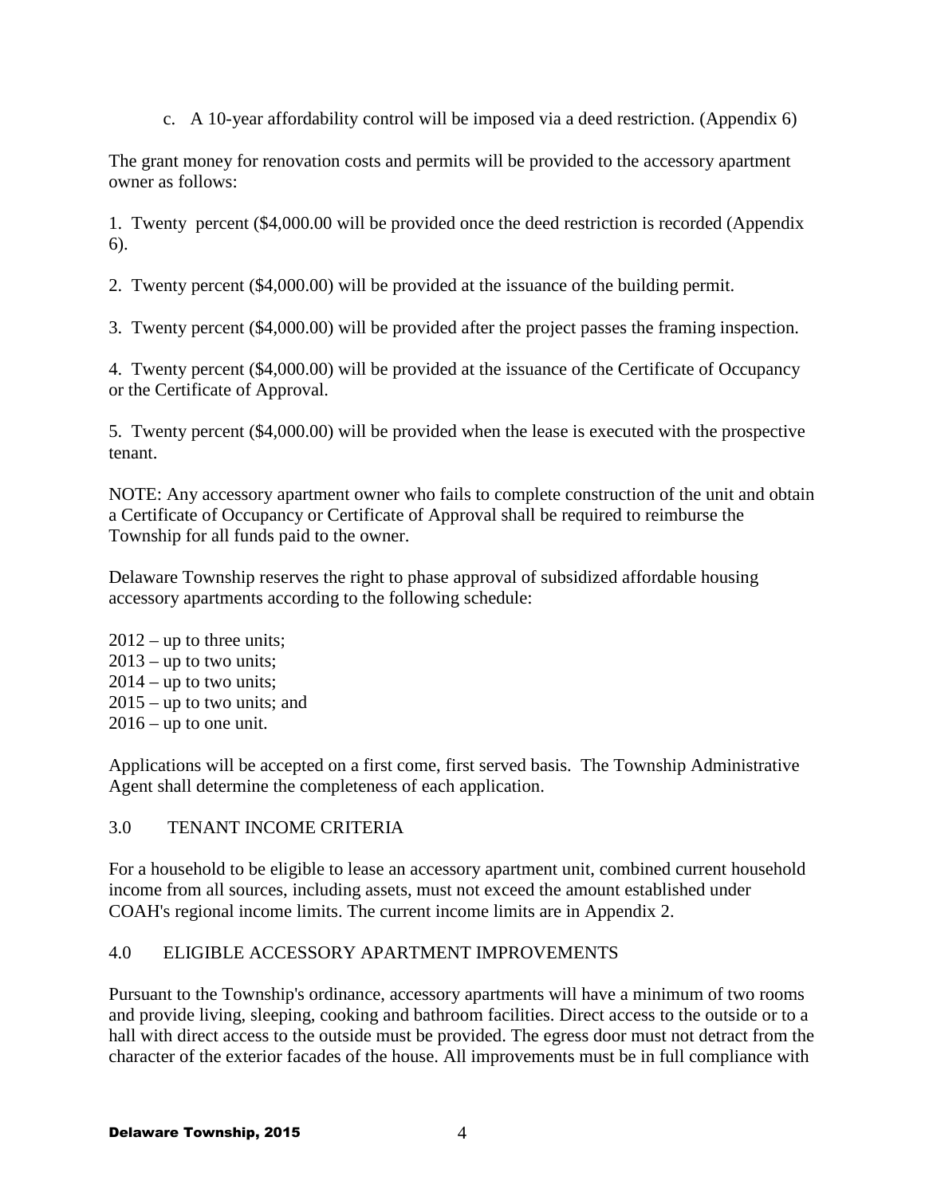c. A 10-year affordability control will be imposed via a deed restriction. (Appendix 6)

The grant money for renovation costs and permits will be provided to the accessory apartment owner as follows:

1. Twenty percent ($4,000.00 will be provided once the deed restriction is recorded (Appendix 6).

2. Twenty percent ($4,000.00) will be provided at the issuance of the building permit.

3. Twenty percent ($4,000.00) will be provided after the project passes the framing inspection.

4. Twenty percent ($4,000.00) will be provided at the issuance of the Certificate of Occupancy or the Certificate of Approval.

5. Twenty percent ($4,000.00) will be provided when the lease is executed with the prospective tenant.

NOTE: Any accessory apartment owner who fails to complete construction of the unit and obtain a Certificate of Occupancy or Certificate of Approval shall be required to reimburse the Township for all funds paid to the owner.

Delaware Township reserves the right to phase approval of subsidized affordable housing accessory apartments according to the following schedule:

2012 – up to three units;
2013 – up to two units;
2014 – up to two units;
2015 – up to two units; and
2016 – up to one unit.

Applications will be accepted on a first come, first served basis. The Township Administrative Agent shall determine the completeness of each application.

## 3.0 TENANT INCOME CRITERIA

For a household to be eligible to lease an accessory apartment unit, combined current household income from all sources, including assets, must not exceed the amount established under COAH's regional income limits. The current income limits are in Appendix 2.

## 4.0 ELIGIBLE ACCESSORY APARTMENT IMPROVEMENTS

Pursuant to the Township's ordinance, accessory apartments will have a minimum of two rooms and provide living, sleeping, cooking and bathroom facilities. Direct access to the outside or to a hall with direct access to the outside must be provided. The egress door must not detract from the character of the exterior facades of the house. All improvements must be in full compliance with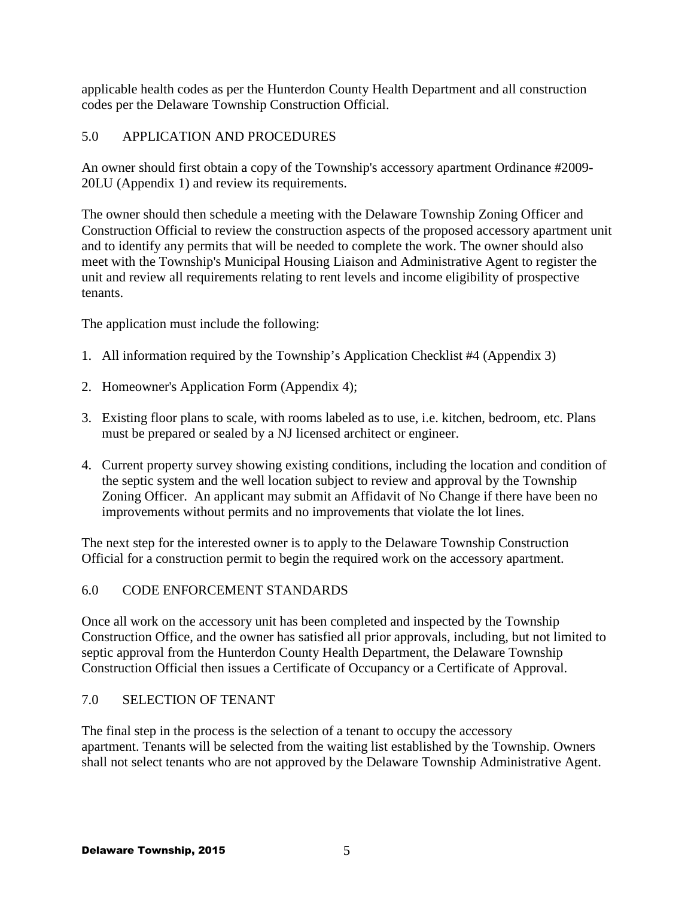applicable health codes as per the Hunterdon County Health Department and all construction codes per the Delaware Township Construction Official.

## 5.0 APPLICATION AND PROCEDURES

An owner should first obtain a copy of the Township's accessory apartment Ordinance #2009-20LU (Appendix 1) and review its requirements.

The owner should then schedule a meeting with the Delaware Township Zoning Officer and Construction Official to review the construction aspects of the proposed accessory apartment unit and to identify any permits that will be needed to complete the work. The owner should also meet with the Township's Municipal Housing Liaison and Administrative Agent to register the unit and review all requirements relating to rent levels and income eligibility of prospective tenants.

The application must include the following:

1. All information required by the Township's Application Checklist #4 (Appendix 3)
2. Homeowner's Application Form (Appendix 4);
3. Existing floor plans to scale, with rooms labeled as to use, i.e. kitchen, bedroom, etc. Plans must be prepared or sealed by a NJ licensed architect or engineer.
4. Current property survey showing existing conditions, including the location and condition of the septic system and the well location subject to review and approval by the Township Zoning Officer. An applicant may submit an Affidavit of No Change if there have been no improvements without permits and no improvements that violate the lot lines.

The next step for the interested owner is to apply to the Delaware Township Construction Official for a construction permit to begin the required work on the accessory apartment.

## 6.0 CODE ENFORCEMENT STANDARDS

Once all work on the accessory unit has been completed and inspected by the Township Construction Office, and the owner has satisfied all prior approvals, including, but not limited to septic approval from the Hunterdon County Health Department, the Delaware Township Construction Official then issues a Certificate of Occupancy or a Certificate of Approval.

## 7.0 SELECTION OF TENANT

The final step in the process is the selection of a tenant to occupy the accessory apartment. Tenants will be selected from the waiting list established by the Township. Owners shall not select tenants who are not approved by the Delaware Township Administrative Agent.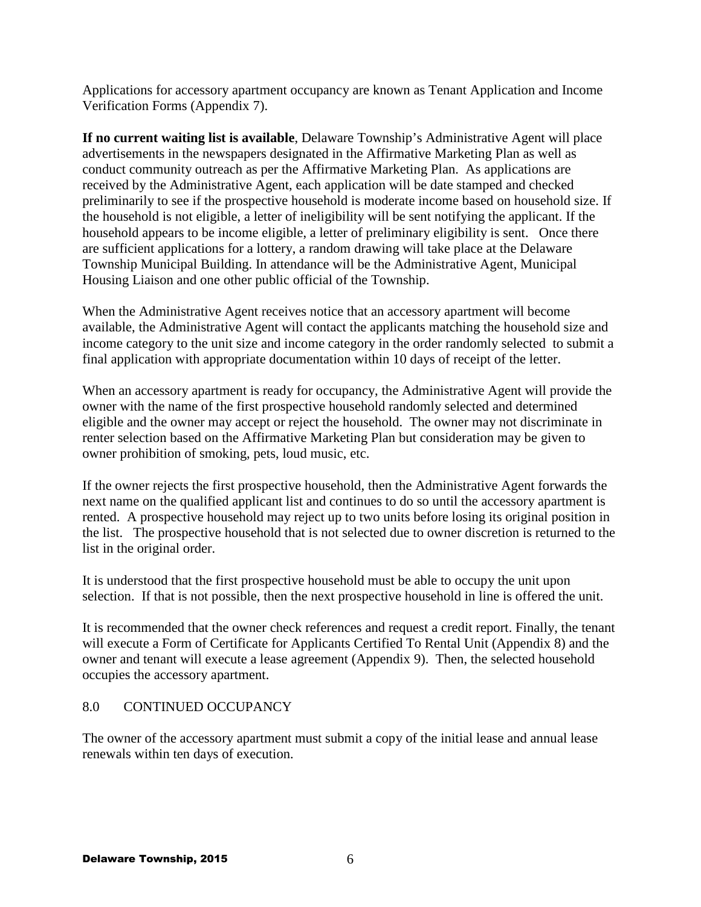Applications for accessory apartment occupancy are known as Tenant Application and Income Verification Forms (Appendix 7).

**If no current waiting list is available**, Delaware Township's Administrative Agent will place advertisements in the newspapers designated in the Affirmative Marketing Plan as well as conduct community outreach as per the Affirmative Marketing Plan. As applications are received by the Administrative Agent, each application will be date stamped and checked preliminarily to see if the prospective household is moderate income based on household size. If the household is not eligible, a letter of ineligibility will be sent notifying the applicant. If the household appears to be income eligible, a letter of preliminary eligibility is sent. Once there are sufficient applications for a lottery, a random drawing will take place at the Delaware Township Municipal Building. In attendance will be the Administrative Agent, Municipal Housing Liaison and one other public official of the Township.

When the Administrative Agent receives notice that an accessory apartment will become available, the Administrative Agent will contact the applicants matching the household size and income category to the unit size and income category in the order randomly selected to submit a final application with appropriate documentation within 10 days of receipt of the letter.

When an accessory apartment is ready for occupancy, the Administrative Agent will provide the owner with the name of the first prospective household randomly selected and determined eligible and the owner may accept or reject the household. The owner may not discriminate in renter selection based on the Affirmative Marketing Plan but consideration may be given to owner prohibition of smoking, pets, loud music, etc.

If the owner rejects the first prospective household, then the Administrative Agent forwards the next name on the qualified applicant list and continues to do so until the accessory apartment is rented. A prospective household may reject up to two units before losing its original position in the list. The prospective household that is not selected due to owner discretion is returned to the list in the original order.

It is understood that the first prospective household must be able to occupy the unit upon selection. If that is not possible, then the next prospective household in line is offered the unit.

It is recommended that the owner check references and request a credit report. Finally, the tenant will execute a Form of Certificate for Applicants Certified To Rental Unit (Appendix 8) and the owner and tenant will execute a lease agreement (Appendix 9). Then, the selected household occupies the accessory apartment.

## 8.0 CONTINUED OCCUPANCY

The owner of the accessory apartment must submit a copy of the initial lease and annual lease renewals within ten days of execution.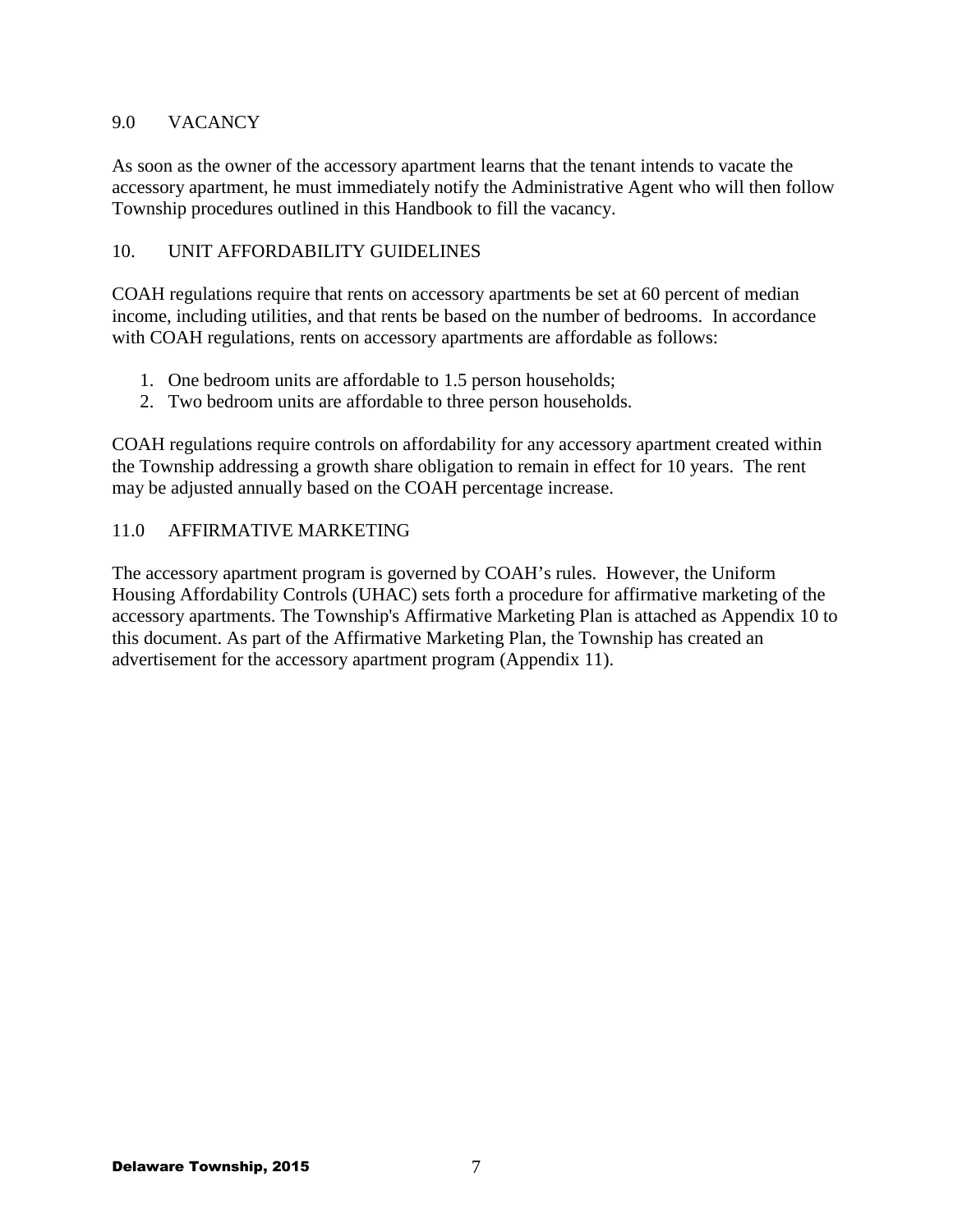## 9.0 VACANCY

As soon as the owner of the accessory apartment learns that the tenant intends to vacate the accessory apartment, he must immediately notify the Administrative Agent who will then follow Township procedures outlined in this Handbook to fill the vacancy.

## 10. UNIT AFFORDABILITY GUIDELINES

COAH regulations require that rents on accessory apartments be set at 60 percent of median income, including utilities, and that rents be based on the number of bedrooms. In accordance with COAH regulations, rents on accessory apartments are affordable as follows:

1. One bedroom units are affordable to 1.5 person households;
2. Two bedroom units are affordable to three person households.

COAH regulations require controls on affordability for any accessory apartment created within the Township addressing a growth share obligation to remain in effect for 10 years. The rent may be adjusted annually based on the COAH percentage increase.

## 11.0 AFFIRMATIVE MARKETING

The accessory apartment program is governed by COAH's rules. However, the Uniform Housing Affordability Controls (UHAC) sets forth a procedure for affirmative marketing of the accessory apartments. The Township's Affirmative Marketing Plan is attached as Appendix 10 to this document. As part of the Affirmative Marketing Plan, the Township has created an advertisement for the accessory apartment program (Appendix 11).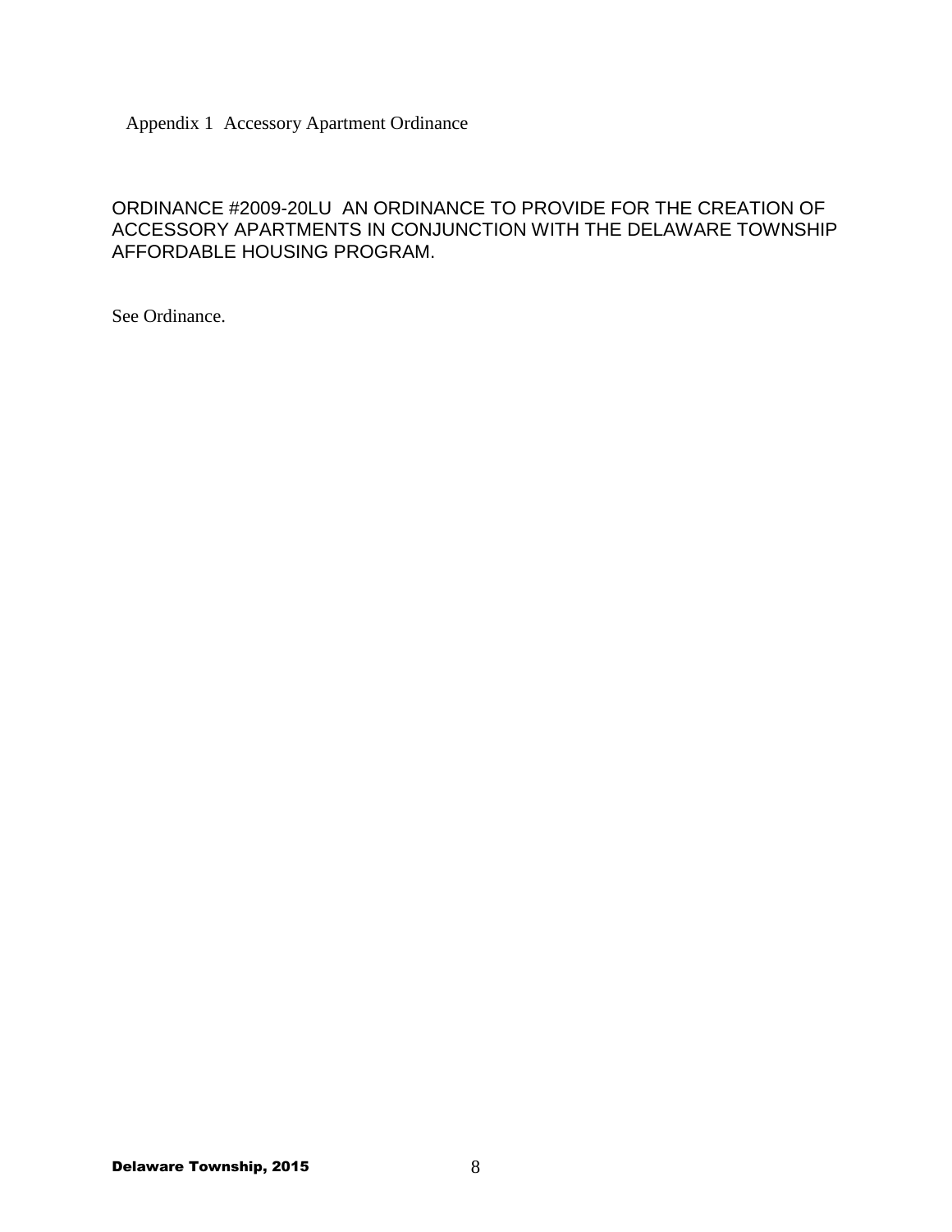## Appendix 1 Accessory Apartment Ordinance

ORDINANCE #2009-20LU AN ORDINANCE TO PROVIDE FOR THE CREATION OF ACCESSORY APARTMENTS IN CONJUNCTION WITH THE DELAWARE TOWNSHIP AFFORDABLE HOUSING PROGRAM.

See Ordinance.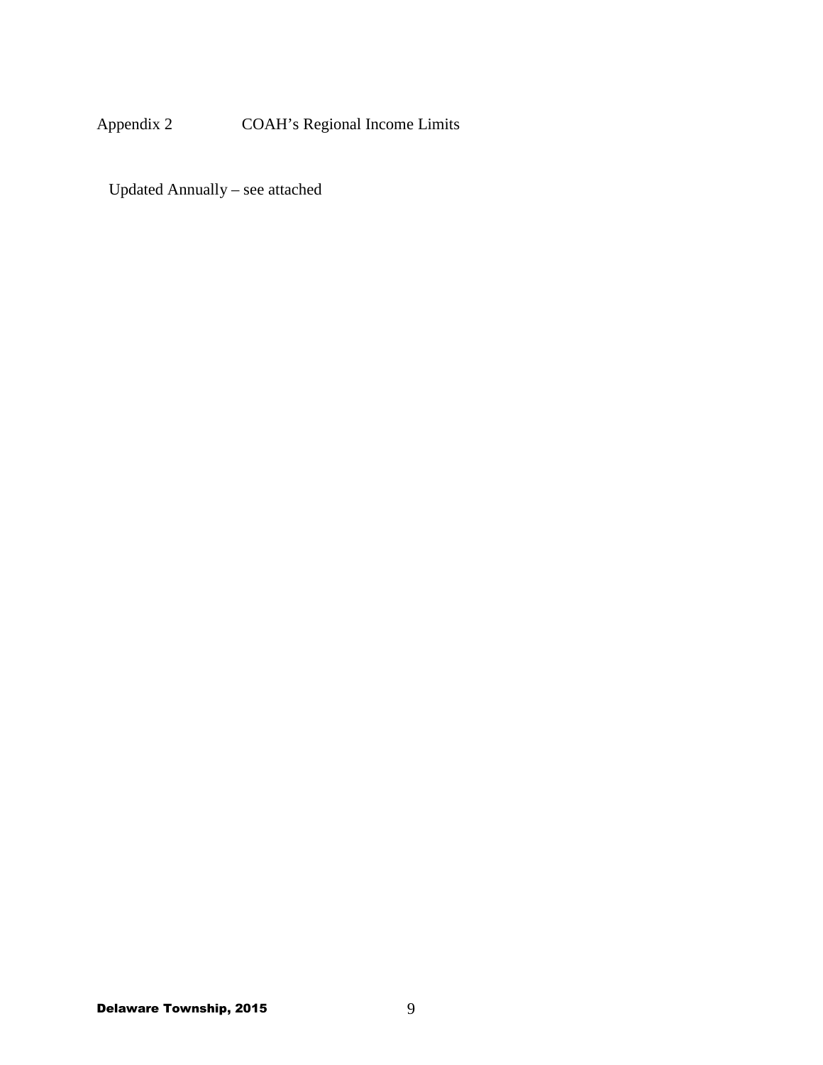Appendix 2 COAH's Regional Income Limits

Updated Annually – see attached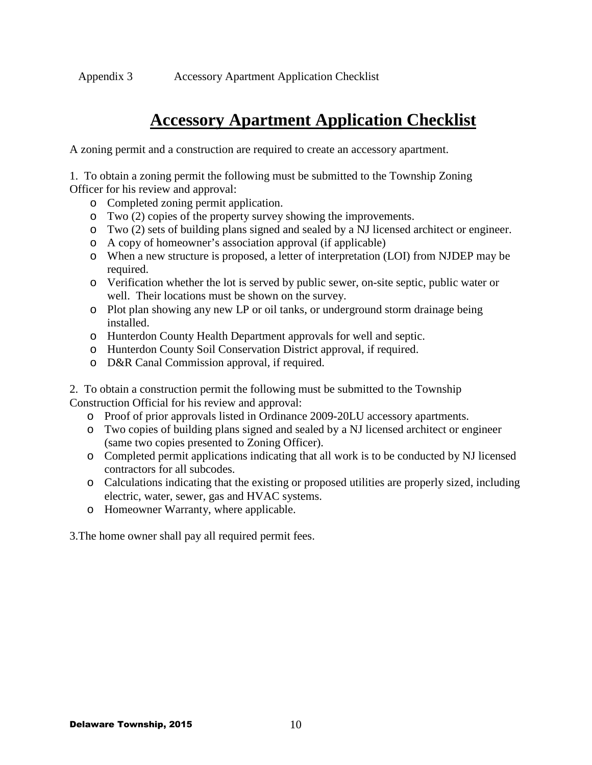Appendix 3 Accessory Apartment Application Checklist

# Accessory Apartment Application Checklist

A zoning permit and a construction are required to create an accessory apartment.

1. To obtain a zoning permit the following must be submitted to the Township Zoning Officer for his review and approval:

- Completed zoning permit application.
- Two (2) copies of the property survey showing the improvements.
- Two (2) sets of building plans signed and sealed by a NJ licensed architect or engineer.
- A copy of homeowner's association approval (if applicable)
- When a new structure is proposed, a letter of interpretation (LOI) from NJDEP may be required.
- Verification whether the lot is served by public sewer, on-site septic, public water or well. Their locations must be shown on the survey.
- Plot plan showing any new LP or oil tanks, or underground storm drainage being installed.
- Hunterdon County Health Department approvals for well and septic.
- Hunterdon County Soil Conservation District approval, if required.
- D&R Canal Commission approval, if required.

2. To obtain a construction permit the following must be submitted to the Township Construction Official for his review and approval:

- Proof of prior approvals listed in Ordinance 2009-20LU accessory apartments.
- Two copies of building plans signed and sealed by a NJ licensed architect or engineer (same two copies presented to Zoning Officer).
- Completed permit applications indicating that all work is to be conducted by NJ licensed contractors for all subcodes.
- Calculations indicating that the existing or proposed utilities are properly sized, including electric, water, sewer, gas and HVAC systems.
- Homeowner Warranty, where applicable.

3.The home owner shall pay all required permit fees.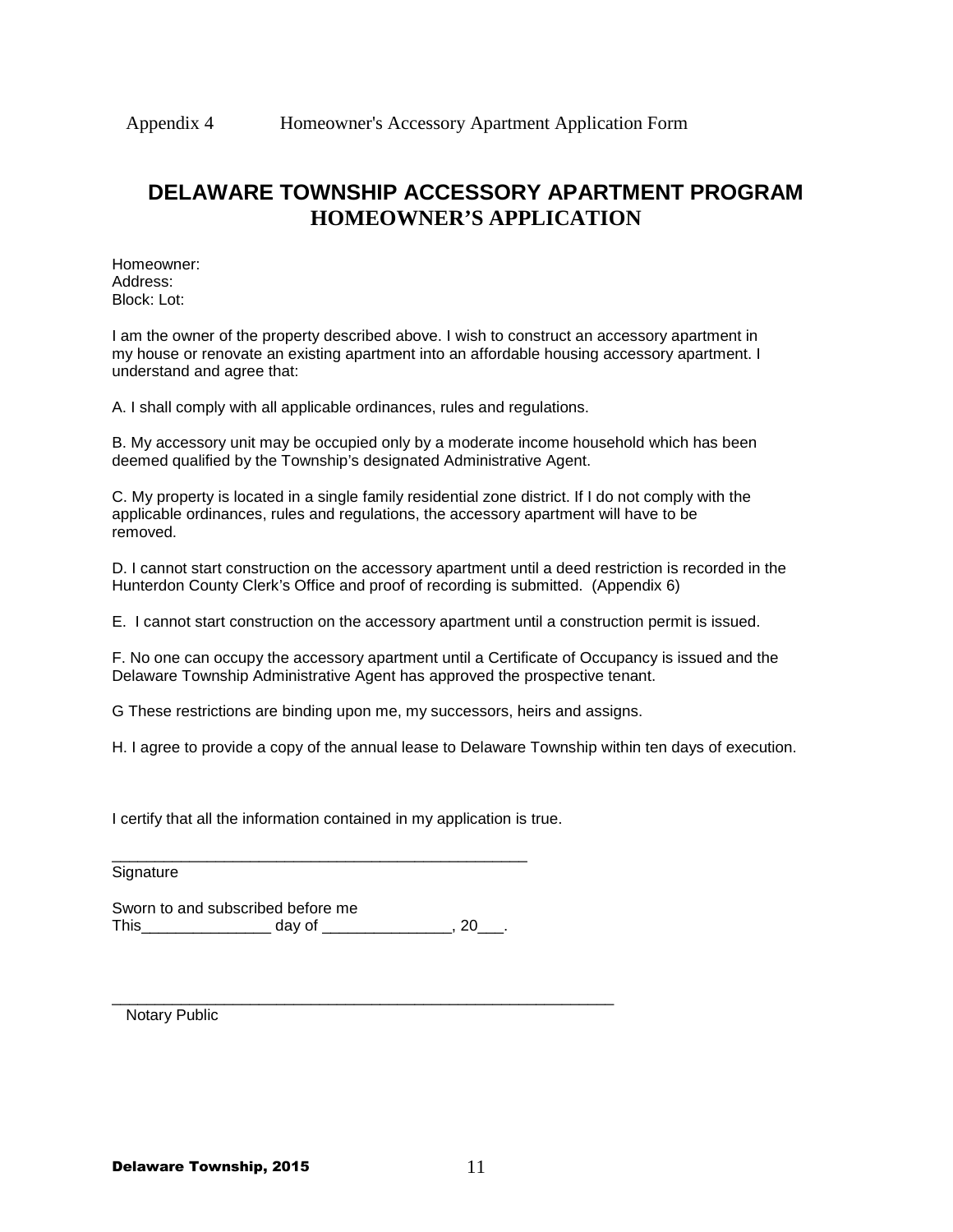Appendix 4 Homeowner's Accessory Apartment Application Form

# DELAWARE TOWNSHIP ACCESSORY APARTMENT PROGRAM
## HOMEOWNER'S APPLICATION

Homeowner:
Address:
Block: Lot:

I am the owner of the property described above. I wish to construct an accessory apartment in my house or renovate an existing apartment into an affordable housing accessory apartment. I understand and agree that:

A. I shall comply with all applicable ordinances, rules and regulations.

B. My accessory unit may be occupied only by a moderate income household which has been deemed qualified by the Township's designated Administrative Agent.

C. My property is located in a single family residential zone district. If I do not comply with the applicable ordinances, rules and regulations, the accessory apartment will have to be removed.

D. I cannot start construction on the accessory apartment until a deed restriction is recorded in the Hunterdon County Clerk's Office and proof of recording is submitted. (Appendix 6)

E. I cannot start construction on the accessory apartment until a construction permit is issued.

F. No one can occupy the accessory apartment until a Certificate of Occupancy is issued and the Delaware Township Administrative Agent has approved the prospective tenant.

G These restrictions are binding upon me, my successors, heirs and assigns.

H. I agree to provide a copy of the annual lease to Delaware Township within ten days of execution.

I certify that all the information contained in my application is true.

_________________________________________________
Signature

Sworn to and subscribed before me
This_______________ day of _______________, 20___.

___________________________________________________________
Notary Public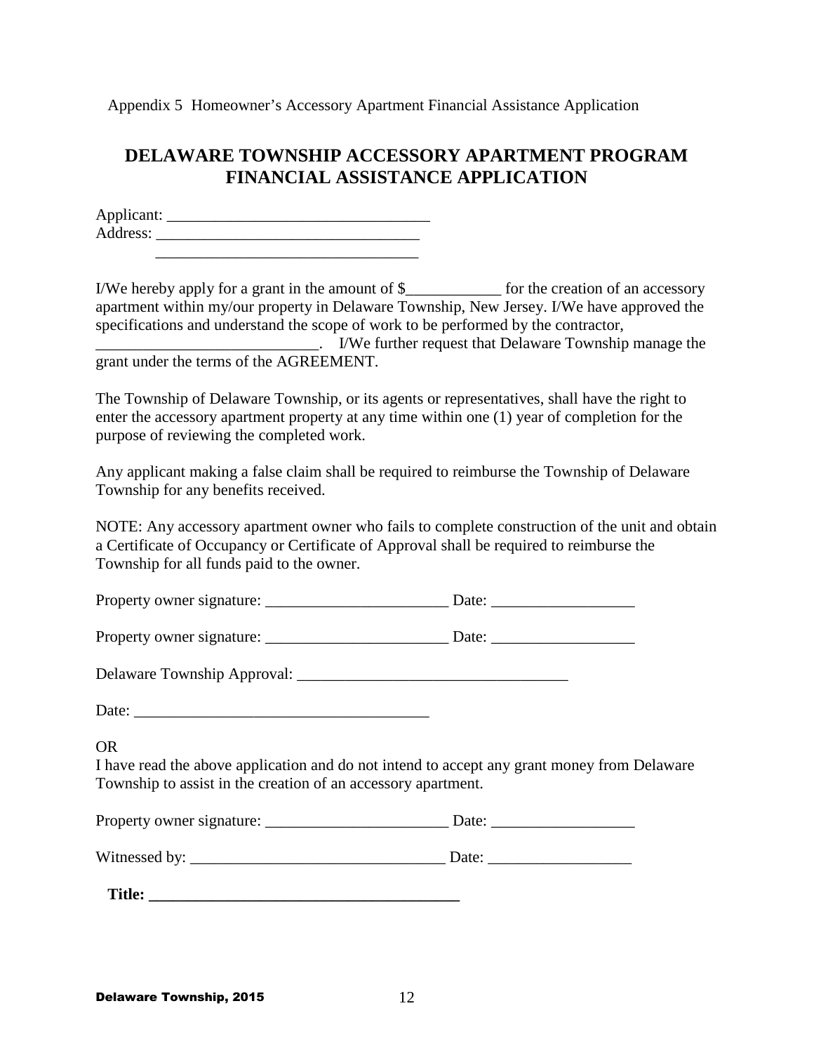Appendix 5 Homeowner's Accessory Apartment Financial Assistance Application

# DELAWARE TOWNSHIP ACCESSORY APARTMENT PROGRAM FINANCIAL ASSISTANCE APPLICATION

Applicant: _________________________________
Address: _________________________________
_________________________________

I/We hereby apply for a grant in the amount of $____________ for the creation of an accessory apartment within my/our property in Delaware Township, New Jersey. I/We have approved the specifications and understand the scope of work to be performed by the contractor, ____________________________. I/We further request that Delaware Township manage the grant under the terms of the AGREEMENT.

The Township of Delaware Township, or its agents or representatives, shall have the right to enter the accessory apartment property at any time within one (1) year of completion for the purpose of reviewing the completed work.

Any applicant making a false claim shall be required to reimburse the Township of Delaware Township for any benefits received.

NOTE: Any accessory apartment owner who fails to complete construction of the unit and obtain a Certificate of Occupancy or Certificate of Approval shall be required to reimburse the Township for all funds paid to the owner.

Property owner signature: _______________________ Date: __________________

Property owner signature: _______________________ Date: __________________

Delaware Township Approval: __________________________________

Date: _____________________________________

OR
I have read the above application and do not intend to accept any grant money from Delaware Township to assist in the creation of an accessory apartment.

Property owner signature: _______________________ Date: __________________

Witnessed by: ________________________________ Date: __________________

**Title: _______________________________________**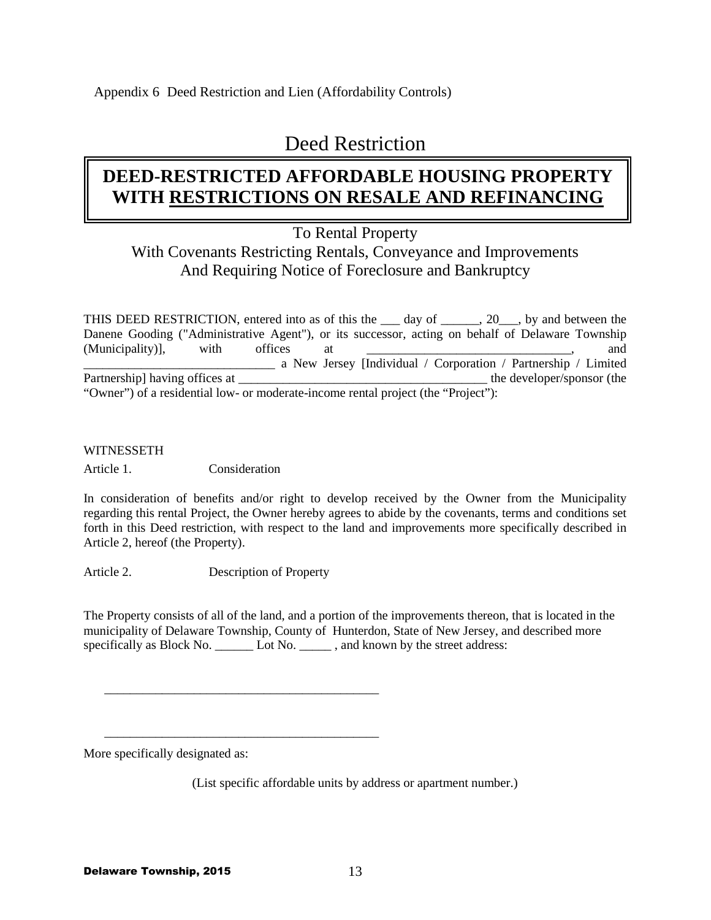Appendix 6 Deed Restriction and Lien (Affordability Controls)

# Deed Restriction

## DEED-RESTRICTED AFFORDABLE HOUSING PROPERTY WITH <u>RESTRICTIONS ON RESALE AND REFINANCING</u>

To Rental Property
With Covenants Restricting Rentals, Conveyance and Improvements
And Requiring Notice of Foreclosure and Bankruptcy

THIS DEED RESTRICTION, entered into as of this the ___ day of ______, 20___, by and between the Danene Gooding ("Administrative Agent"), or its successor, acting on behalf of Delaware Township (Municipality)], with offices at _________________________________, and ______________________________ a New Jersey [Individual / Corporation / Partnership / Limited Partnership] having offices at _______________________________________ the developer/sponsor (the "Owner") of a residential low- or moderate-income rental project (the "Project"):

WITNESSETH

Article 1. Consideration

In consideration of benefits and/or right to develop received by the Owner from the Municipality regarding this rental Project, the Owner hereby agrees to abide by the covenants, terms and conditions set forth in this Deed restriction, with respect to the land and improvements more specifically described in Article 2, hereof (the Property).

Article 2. Description of Property

The Property consists of all of the land, and a portion of the improvements thereon, that is located in the municipality of Delaware Township, County of Hunterdon, State of New Jersey, and described more specifically as Block No. ______ Lot No. _____ , and known by the street address:

___________________________________________

___________________________________________

More specifically designated as:

(List specific affordable units by address or apartment number.)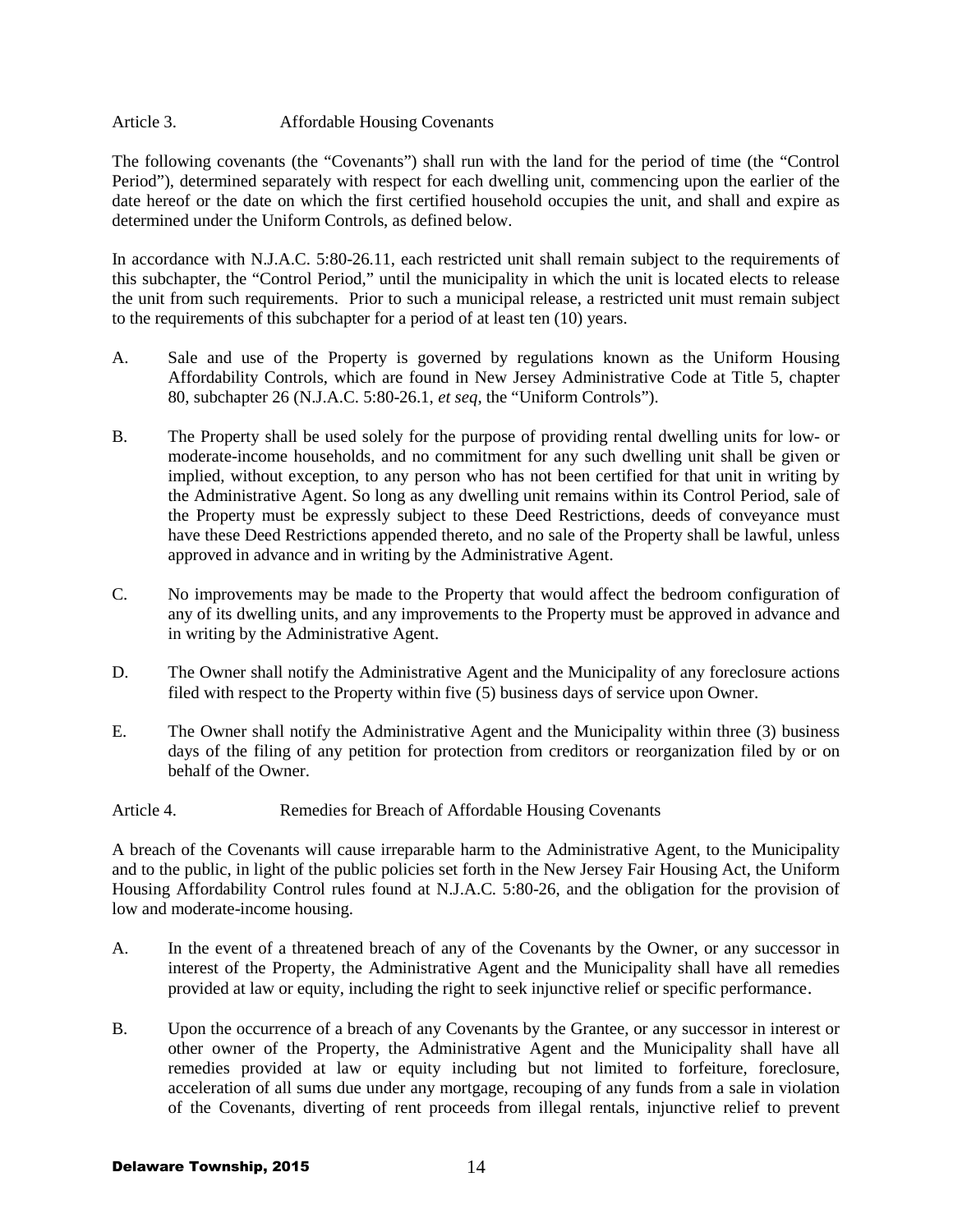## Article 3. Affordable Housing Covenants

The following covenants (the "Covenants") shall run with the land for the period of time (the "Control Period"), determined separately with respect for each dwelling unit, commencing upon the earlier of the date hereof or the date on which the first certified household occupies the unit, and shall and expire as determined under the Uniform Controls, as defined below.

In accordance with N.J.A.C. 5:80-26.11, each restricted unit shall remain subject to the requirements of this subchapter, the "Control Period," until the municipality in which the unit is located elects to release the unit from such requirements. Prior to such a municipal release, a restricted unit must remain subject to the requirements of this subchapter for a period of at least ten (10) years.

A. Sale and use of the Property is governed by regulations known as the Uniform Housing Affordability Controls, which are found in New Jersey Administrative Code at Title 5, chapter 80, subchapter 26 (N.J.A.C. 5:80-26.1, *et seq*, the "Uniform Controls").

B. The Property shall be used solely for the purpose of providing rental dwelling units for low- or moderate-income households, and no commitment for any such dwelling unit shall be given or implied, without exception, to any person who has not been certified for that unit in writing by the Administrative Agent. So long as any dwelling unit remains within its Control Period, sale of the Property must be expressly subject to these Deed Restrictions, deeds of conveyance must have these Deed Restrictions appended thereto, and no sale of the Property shall be lawful, unless approved in advance and in writing by the Administrative Agent.

C. No improvements may be made to the Property that would affect the bedroom configuration of any of its dwelling units, and any improvements to the Property must be approved in advance and in writing by the Administrative Agent.

D. The Owner shall notify the Administrative Agent and the Municipality of any foreclosure actions filed with respect to the Property within five (5) business days of service upon Owner.

E. The Owner shall notify the Administrative Agent and the Municipality within three (3) business days of the filing of any petition for protection from creditors or reorganization filed by or on behalf of the Owner.

## Article 4. Remedies for Breach of Affordable Housing Covenants

A breach of the Covenants will cause irreparable harm to the Administrative Agent, to the Municipality and to the public, in light of the public policies set forth in the New Jersey Fair Housing Act, the Uniform Housing Affordability Control rules found at N.J.A.C. 5:80-26, and the obligation for the provision of low and moderate-income housing.

A. In the event of a threatened breach of any of the Covenants by the Owner, or any successor in interest of the Property, the Administrative Agent and the Municipality shall have all remedies provided at law or equity, including the right to seek injunctive relief or specific performance.

B. Upon the occurrence of a breach of any Covenants by the Grantee, or any successor in interest or other owner of the Property, the Administrative Agent and the Municipality shall have all remedies provided at law or equity including but not limited to forfeiture, foreclosure, acceleration of all sums due under any mortgage, recouping of any funds from a sale in violation of the Covenants, diverting of rent proceeds from illegal rentals, injunctive relief to prevent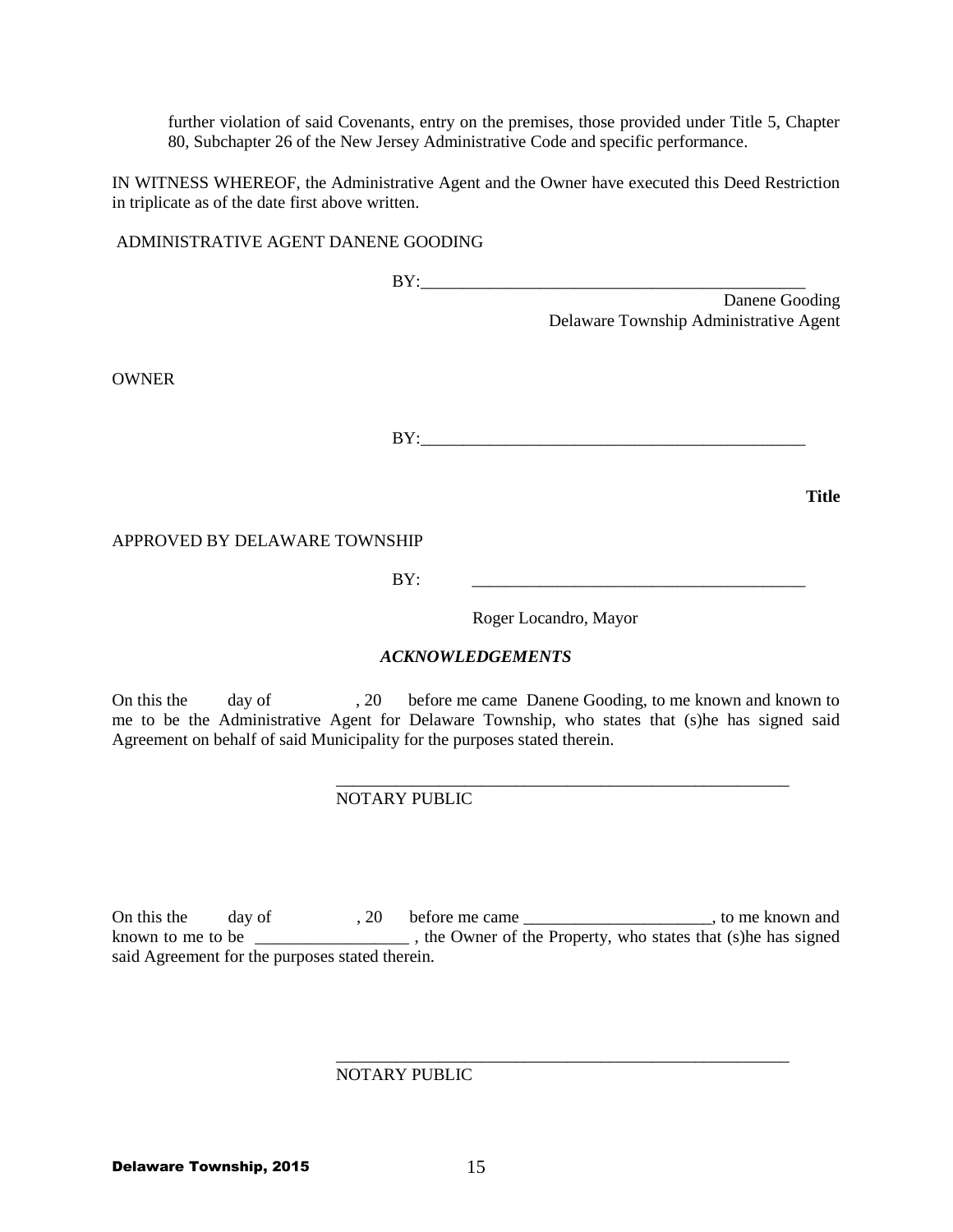further violation of said Covenants, entry on the premises, those provided under Title 5, Chapter 80, Subchapter 26 of the New Jersey Administrative Code and specific performance.

IN WITNESS WHEREOF, the Administrative Agent and the Owner have executed this Deed Restriction in triplicate as of the date first above written.

ADMINISTRATIVE AGENT DANENE GOODING

BY:_______________________________________________

Danene Gooding
Delaware Township Administrative Agent

OWNER

BY:_______________________________________________

**Title**

APPROVED BY DELAWARE TOWNSHIP

BY: ________________________________________

Roger Locandro, Mayor

***ACKNOWLEDGEMENTS***

On this the day of , 20 before me came Danene Gooding, to me known and known to me to be the Administrative Agent for Delaware Township, who states that (s)he has signed said Agreement on behalf of said Municipality for the purposes stated therein.

_________________________________________________________
NOTARY PUBLIC

On this the day of , 20 before me came ______________________, to me known and known to me to be __________________ , the Owner of the Property, who states that (s)he has signed said Agreement for the purposes stated therein.

_________________________________________________________
NOTARY PUBLIC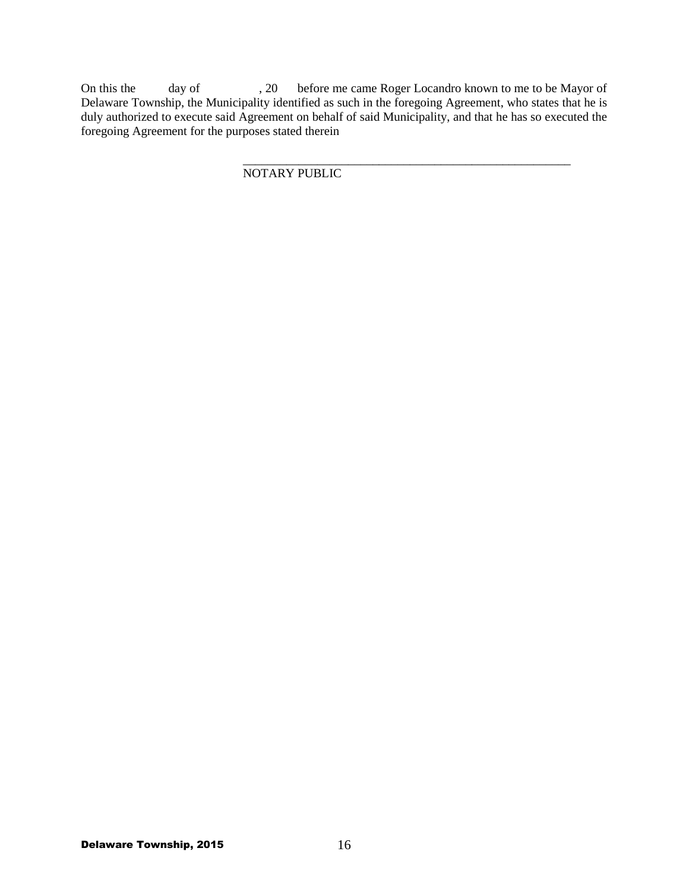On this the day of , 20 before me came Roger Locandro known to me to be Mayor of Delaware Township, the Municipality identified as such in the foregoing Agreement, who states that he is duly authorized to execute said Agreement on behalf of said Municipality, and that he has so executed the foregoing Agreement for the purposes stated therein

\_\_\_\_\_\_\_\_\_\_\_\_\_\_\_\_\_\_\_\_\_\_\_\_\_\_\_\_\_\_\_\_\_\_\_\_\_\_\_\_\_\_\_\_\_\_\_\_\_\_\_\_\_\_

NOTARY PUBLIC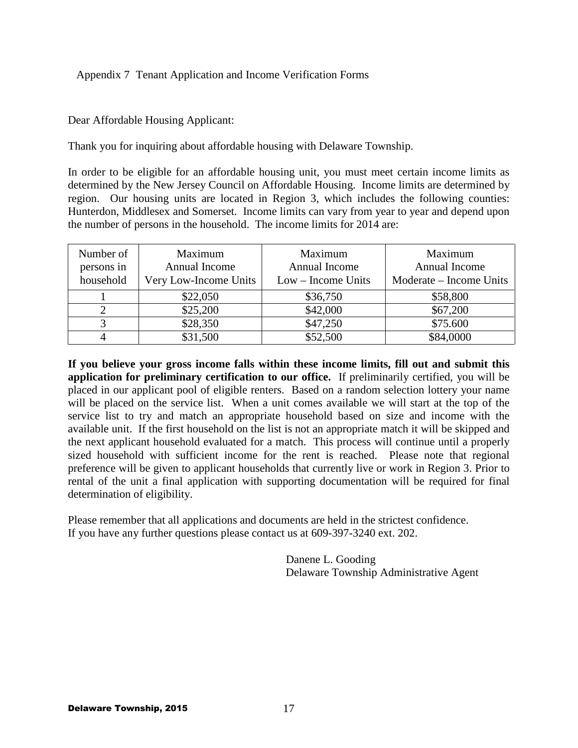Appendix 7 Tenant Application and Income Verification Forms

Dear Affordable Housing Applicant:

Thank you for inquiring about affordable housing with Delaware Township.

In order to be eligible for an affordable housing unit, you must meet certain income limits as determined by the New Jersey Council on Affordable Housing. Income limits are determined by region. Our housing units are located in Region 3, which includes the following counties: Hunterdon, Middlesex and Somerset. Income limits can vary from year to year and depend upon the number of persons in the household. The income limits for 2014 are:

| Number of persons in household | Maximum Annual Income Very Low-Income Units | Maximum Annual Income Low – Income Units | Maximum Annual Income Moderate – Income Units |
|---|---|---|---|
| 1 | $22,050 | $36,750 | $58,800 |
| 2 | $25,200 | $42,000 | $67,200 |
| 3 | $28,350 | $47,250 | $75.600 |
| 4 | $31,500 | $52,500 | $84,0000 |

**If you believe your gross income falls within these income limits, fill out and submit this application for preliminary certification to our office.** If preliminarily certified, you will be placed in our applicant pool of eligible renters. Based on a random selection lottery your name will be placed on the service list. When a unit comes available we will start at the top of the service list to try and match an appropriate household based on size and income with the available unit. If the first household on the list is not an appropriate match it will be skipped and the next applicant household evaluated for a match. This process will continue until a properly sized household with sufficient income for the rent is reached. Please note that regional preference will be given to applicant households that currently live or work in Region 3. Prior to rental of the unit a final application with supporting documentation will be required for final determination of eligibility.

Please remember that all applications and documents are held in the strictest confidence.
If you have any further questions please contact us at 609-397-3240 ext. 202.

Danene L. Gooding
Delaware Township Administrative Agent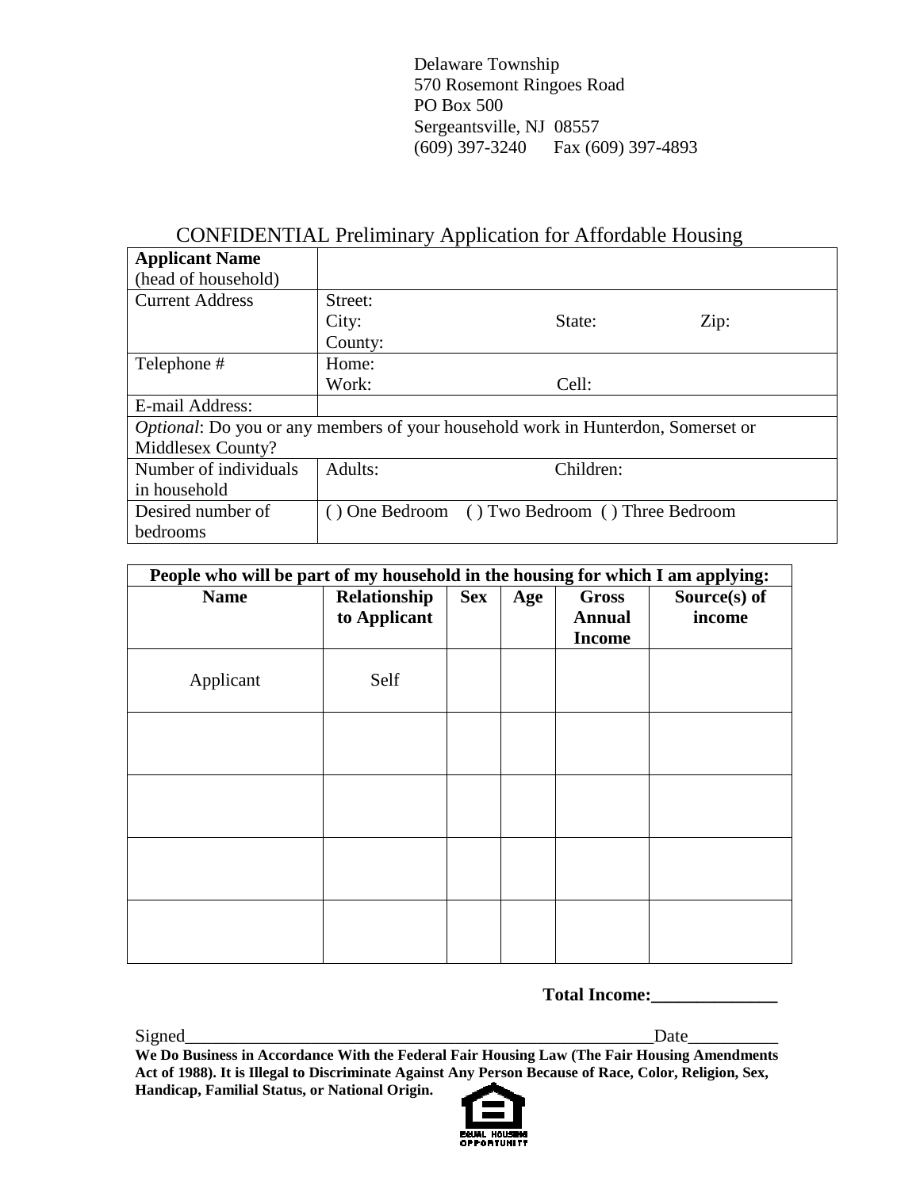Delaware Township
570 Rosemont Ringoes Road
PO Box 500
Sergeantsville, NJ 08557
(609) 397-3240 Fax (609) 397-4893

## CONFIDENTIAL Preliminary Application for Affordable Housing

| **Applicant Name** (head of household) | |
|---|---|
| Current Address | Street:<br>City: State: Zip:<br>County: |
| Telephone # | Home:<br>Work: Cell: |
| E-mail Address: | |
| *Optional*: Do you or any members of your household work in Hunterdon, Somerset or Middlesex County? | |
| Number of individuals in household | Adults: Children: |
| Desired number of bedrooms | ( ) One Bedroom ( ) Two Bedroom ( ) Three Bedroom |

| **People who will be part of my household in the housing for which I am applying:** | | | | | |
|---|---|---|---|---|---|
| **Name** | **Relationship to Applicant** | **Sex** | **Age** | **Gross Annual Income** | **Source(s) of income** |
| Applicant | Self | | | | |
| | | | | | |
| | | | | | |
| | | | | | |
| | | | | | |

**Total Income:**______________

Signed________________________________________________________Date__________

**We Do Business in Accordance With the Federal Fair Housing Law (The Fair Housing Amendments Act of 1988). It is Illegal to Discriminate Against Any Person Because of Race, Color, Religion, Sex, Handicap, Familial Status, or National Origin.**

EQUAL HOUSING OPPORTUNITY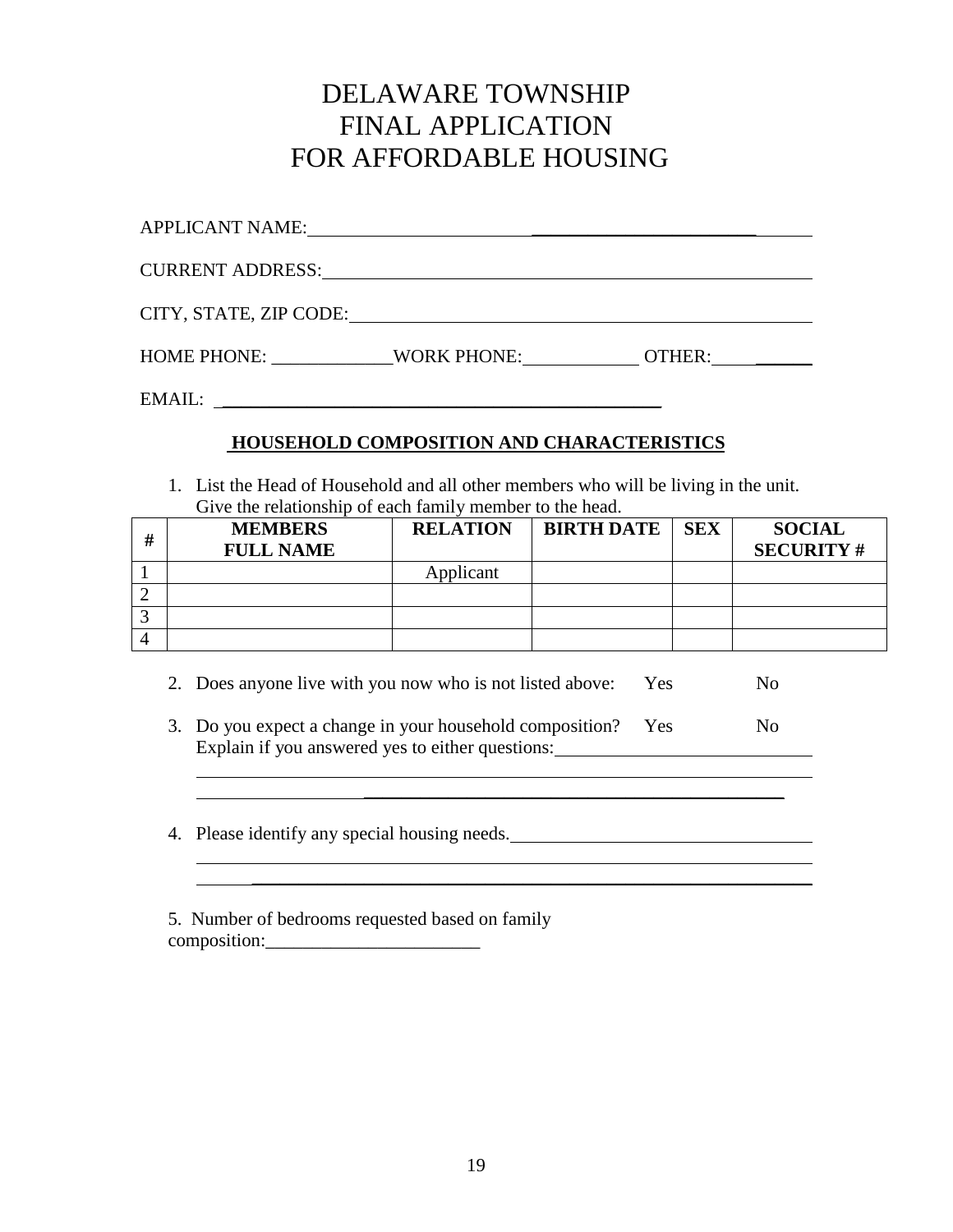# DELAWARE TOWNSHIP
# FINAL APPLICATION
# FOR AFFORDABLE HOUSING

APPLICANT NAME: ________________________________________________

CURRENT ADDRESS: ________________________________________________

CITY, STATE, ZIP CODE: ___________________________________________

HOME PHONE: _____________ WORK PHONE: ____________ OTHER: ___________

EMAIL: ______________________________________________

## HOUSEHOLD COMPOSITION AND CHARACTERISTICS

1. List the Head of Household and all other members who will be living in the unit. Give the relationship of each family member to the head.

| # | MEMBERS FULL NAME | RELATION | BIRTH DATE | SEX | SOCIAL SECURITY # |
|---|---|---|---|---|---|
| 1 | | Applicant | | | |
| 2 | | | | | |
| 3 | | | | | |
| 4 | | | | | |

2. Does anyone live with you now who is not listed above: Yes No

3. Do you expect a change in your household composition? Yes No
   Explain if you answered yes to either questions: ____________________________
   ______________________________________________________________________
   ______________________________________________________________________

4. Please identify any special housing needs. _________________________________
   ______________________________________________________________________
   ______________________________________________________________________

5. Number of bedrooms requested based on family composition:_______________________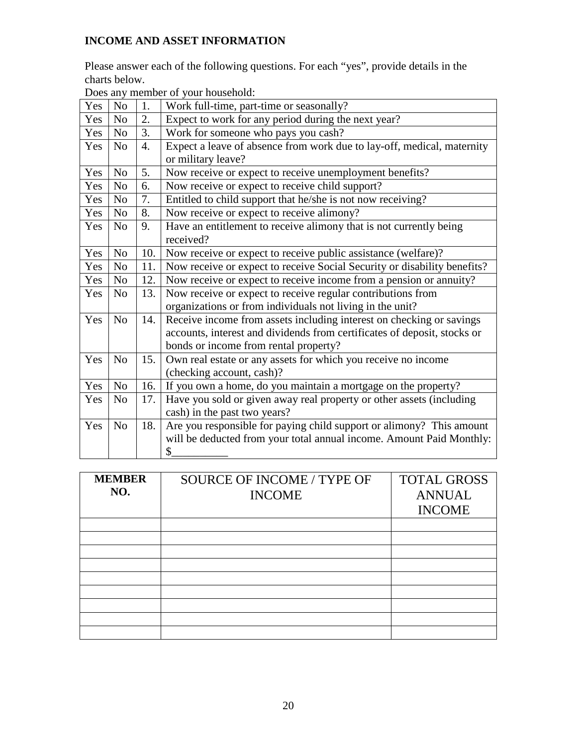**INCOME AND ASSET INFORMATION**

Please answer each of the following questions. For each "yes", provide details in the charts below.

Does any member of your household:

| | | | |
|---|---|---|---|
| Yes | No | 1. | Work full-time, part-time or seasonally? |
| Yes | No | 2. | Expect to work for any period during the next year? |
| Yes | No | 3. | Work for someone who pays you cash? |
| Yes | No | 4. | Expect a leave of absence from work due to lay-off, medical, maternity or military leave? |
| Yes | No | 5. | Now receive or expect to receive unemployment benefits? |
| Yes | No | 6. | Now receive or expect to receive child support? |
| Yes | No | 7. | Entitled to child support that he/she is not now receiving? |
| Yes | No | 8. | Now receive or expect to receive alimony? |
| Yes | No | 9. | Have an entitlement to receive alimony that is not currently being received? |
| Yes | No | 10. | Now receive or expect to receive public assistance (welfare)? |
| Yes | No | 11. | Now receive or expect to receive Social Security or disability benefits? |
| Yes | No | 12. | Now receive or expect to receive income from a pension or annuity? |
| Yes | No | 13. | Now receive or expect to receive regular contributions from organizations or from individuals not living in the unit? |
| Yes | No | 14. | Receive income from assets including interest on checking or savings accounts, interest and dividends from certificates of deposit, stocks or bonds or income from rental property? |
| Yes | No | 15. | Own real estate or any assets for which you receive no income (checking account, cash)? |
| Yes | No | 16. | If you own a home, do you maintain a mortgage on the property? |
| Yes | No | 17. | Have you sold or given away real property or other assets (including cash) in the past two years? |
| Yes | No | 18. | Are you responsible for paying child support or alimony? This amount will be deducted from your total annual income. Amount Paid Monthly: $__________ |

| **MEMBER NO.** | SOURCE OF INCOME / TYPE OF INCOME | TOTAL GROSS ANNUAL INCOME |
|---|---|---|
| | | |
| | | |
| | | |
| | | |
| | | |
| | | |
| | | |
| | | |
| | | |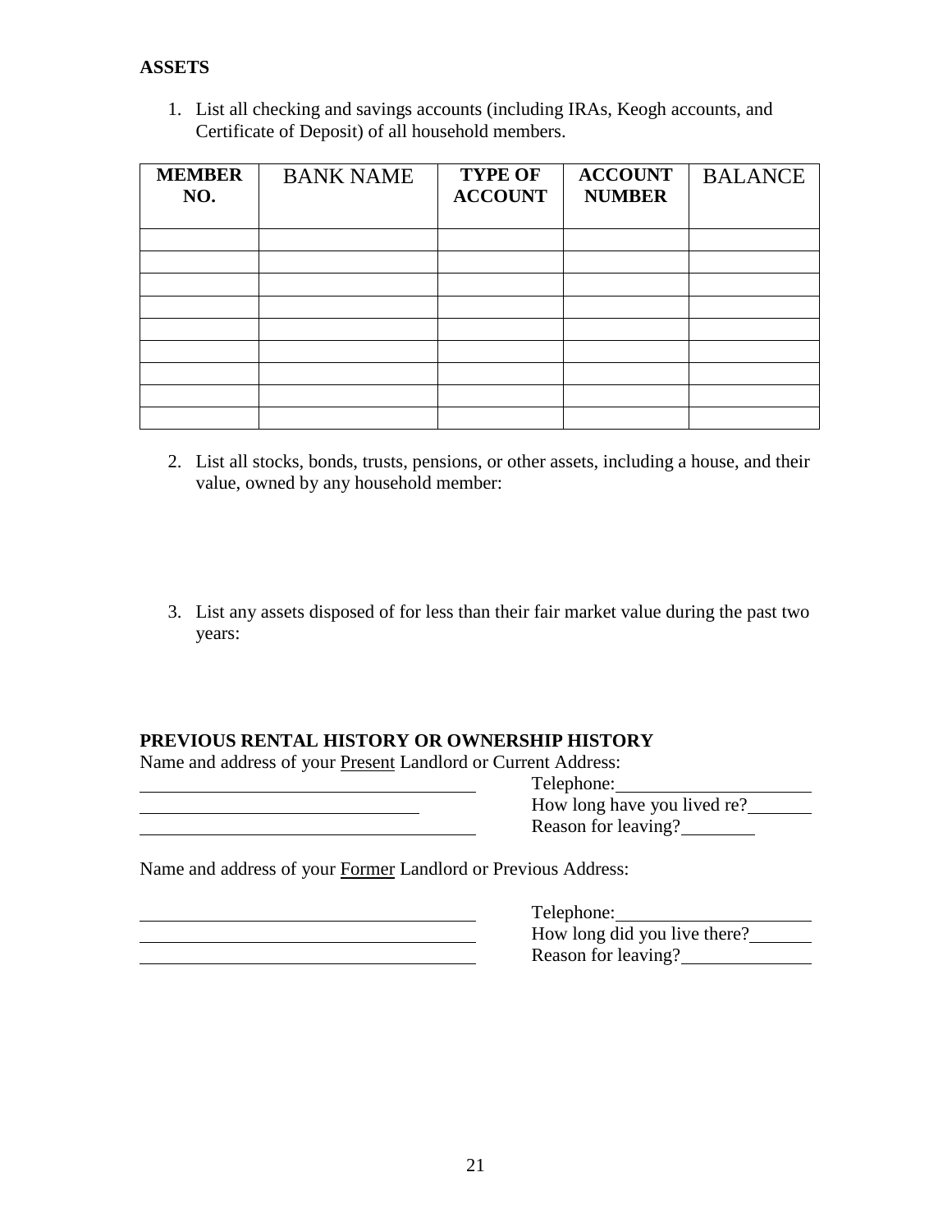**ASSETS**

1. List all checking and savings accounts (including IRAs, Keogh accounts, and Certificate of Deposit) of all household members.

| **MEMBER NO.** | BANK NAME | **TYPE OF ACCOUNT** | **ACCOUNT NUMBER** | BALANCE |
|---|---|---|---|---|
| | | | | |
| | | | | |
| | | | | |
| | | | | |
| | | | | |
| | | | | |
| | | | | |
| | | | | |
| | | | | |

2. List all stocks, bonds, trusts, pensions, or other assets, including a house, and their value, owned by any household member:

3. List any assets disposed of for less than their fair market value during the past two years:

**PREVIOUS RENTAL HISTORY OR OWNERSHIP HISTORY**

Name and address of your Present Landlord or Current Address:

______________________________ Telephone:____________________
______________________________ How long have you lived re?_______
______________________________ Reason for leaving?________

Name and address of your Former Landlord or Previous Address:

______________________________ Telephone:____________________
______________________________ How long did you live there?_______
______________________________ Reason for leaving?______________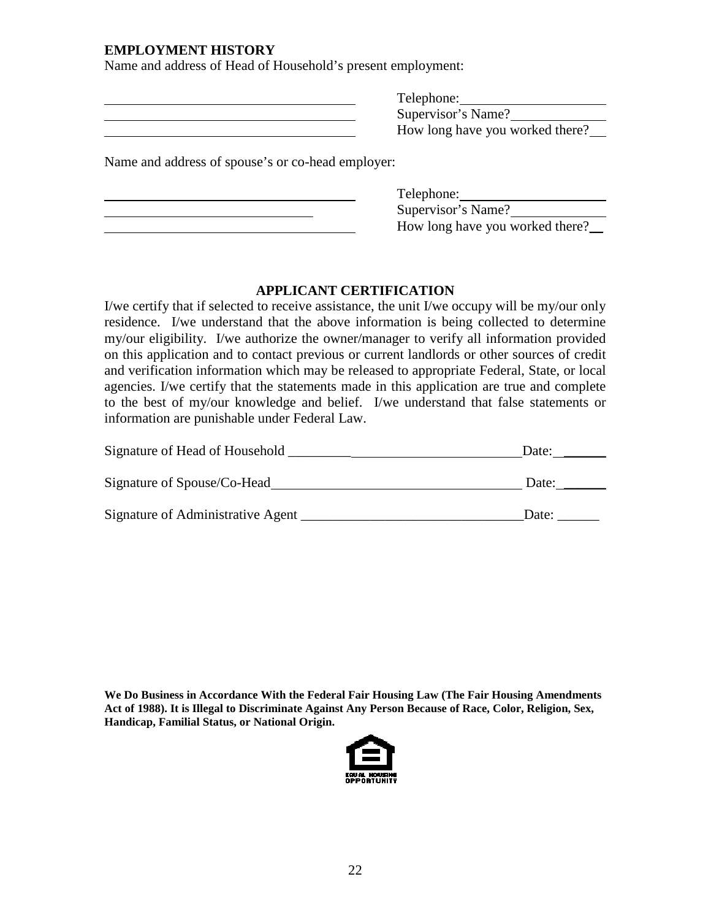**EMPLOYMENT HISTORY**

Name and address of Head of Household's present employment:

_______________________________ Telephone: ____________________

_______________________________ Supervisor's Name? ____________

_______________________________ How long have you worked there? ___

Name and address of spouse's or co-head employer:

_______________________________ Telephone: ____________________

_______________________________ Supervisor's Name? ____________

_______________________________ How long have you worked there? ___

## APPLICANT CERTIFICATION

I/we certify that if selected to receive assistance, the unit I/we occupy will be my/our only residence. I/we understand that the above information is being collected to determine my/our eligibility. I/we authorize the owner/manager to verify all information provided on this application and to contact previous or current landlords or other sources of credit and verification information which may be released to appropriate Federal, State, or local agencies. I/we certify that the statements made in this application are true and complete to the best of my/our knowledge and belief. I/we understand that false statements or information are punishable under Federal Law.

Signature of Head of Household __________________________________ Date: ______

Signature of Spouse/Co-Head ____________________________________ Date: ______

Signature of Administrative Agent ________________________________ Date: ______

**We Do Business in Accordance With the Federal Fair Housing Law (The Fair Housing Amendments Act of 1988). It is Illegal to Discriminate Against Any Person Because of Race, Color, Religion, Sex, Handicap, Familial Status, or National Origin.**

EQUAL HOUSING OPPORTUNITY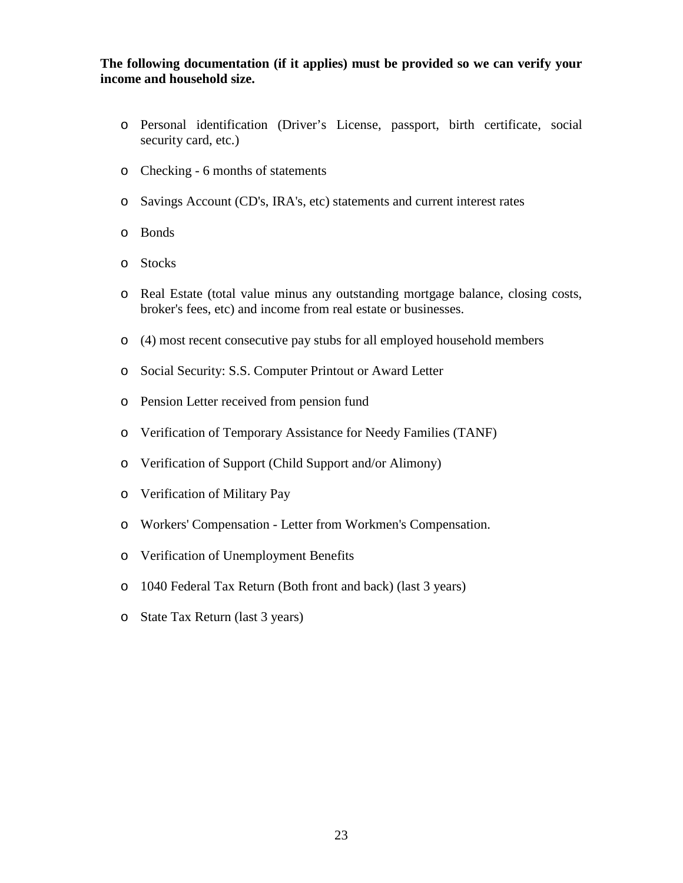**The following documentation (if it applies) must be provided so we can verify your income and household size.**

- Personal identification (Driver's License, passport, birth certificate, social security card, etc.)
- Checking - 6 months of statements
- Savings Account (CD's, IRA's, etc) statements and current interest rates
- Bonds
- Stocks
- Real Estate (total value minus any outstanding mortgage balance, closing costs, broker's fees, etc) and income from real estate or businesses.
- (4) most recent consecutive pay stubs for all employed household members
- Social Security: S.S. Computer Printout or Award Letter
- Pension Letter received from pension fund
- Verification of Temporary Assistance for Needy Families (TANF)
- Verification of Support (Child Support and/or Alimony)
- Verification of Military Pay
- Workers' Compensation - Letter from Workmen's Compensation.
- Verification of Unemployment Benefits
- 1040 Federal Tax Return (Both front and back) (last 3 years)
- State Tax Return (last 3 years)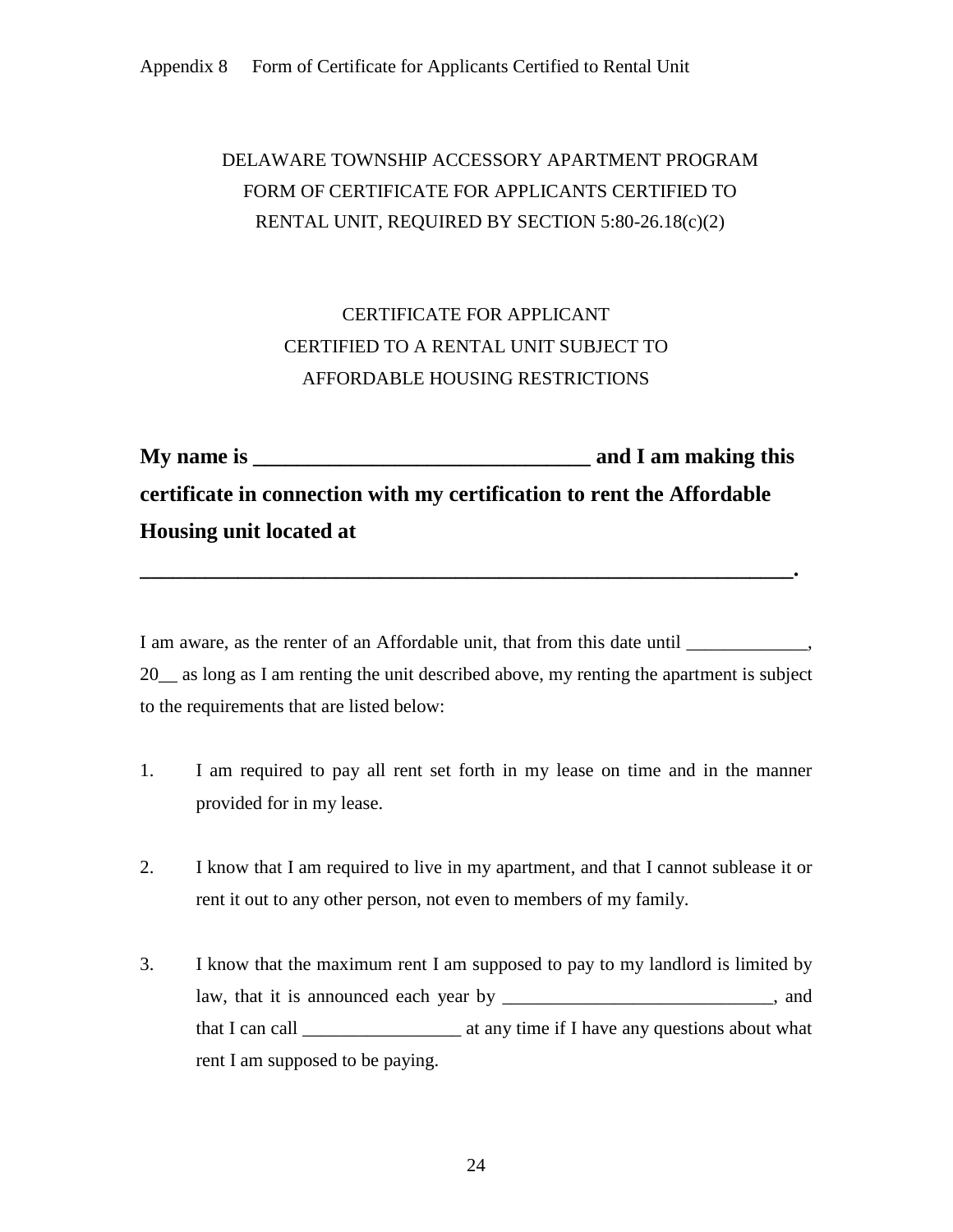Appendix 8 Form of Certificate for Applicants Certified to Rental Unit

DELAWARE TOWNSHIP ACCESSORY APARTMENT PROGRAM
FORM OF CERTIFICATE FOR APPLICANTS CERTIFIED TO
RENTAL UNIT, REQUIRED BY SECTION 5:80-26.18(c)(2)

CERTIFICATE FOR APPLICANT
CERTIFIED TO A RENTAL UNIT SUBJECT TO
AFFORDABLE HOUSING RESTRICTIONS

**My name is _______________________________ and I am making this certificate in connection with my certification to rent the Affordable Housing unit located at**

**_______________________________________________________________.**

I am aware, as the renter of an Affordable unit, that from this date until _____________, 20__ as long as I am renting the unit described above, my renting the apartment is subject to the requirements that are listed below:

1. I am required to pay all rent set forth in my lease on time and in the manner provided for in my lease.

2. I know that I am required to live in my apartment, and that I cannot sublease it or rent it out to any other person, not even to members of my family.

3. I know that the maximum rent I am supposed to pay to my landlord is limited by law, that it is announced each year by _____________________________, and that I can call _________________ at any time if I have any questions about what rent I am supposed to be paying.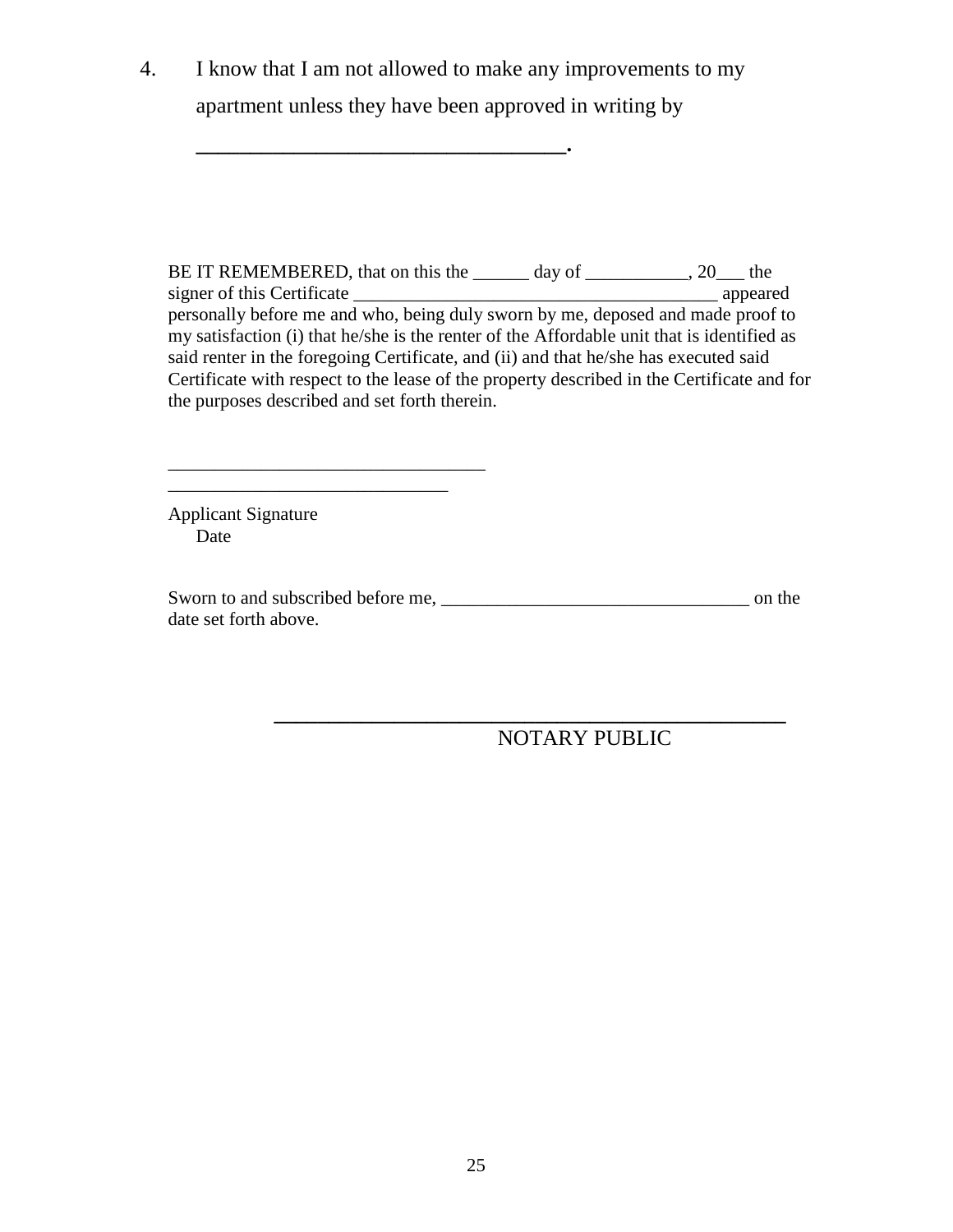4. I know that I am not allowed to make any improvements to my apartment unless they have been approved in writing by ________________________________.

BE IT REMEMBERED, that on this the ______ day of ___________, 20___ the signer of this Certificate _______________________________________ appeared personally before me and who, being duly sworn by me, deposed and made proof to my satisfaction (i) that he/she is the renter of the Affordable unit that is identified as said renter in the foregoing Certificate, and (ii) and that he/she has executed said Certificate with respect to the lease of the property described in the Certificate and for the purposes described and set forth therein.

_________________________________
______________________________

Applicant Signature
Date

Sworn to and subscribed before me, _________________________________ on the date set forth above.

_____________________________________________
NOTARY PUBLIC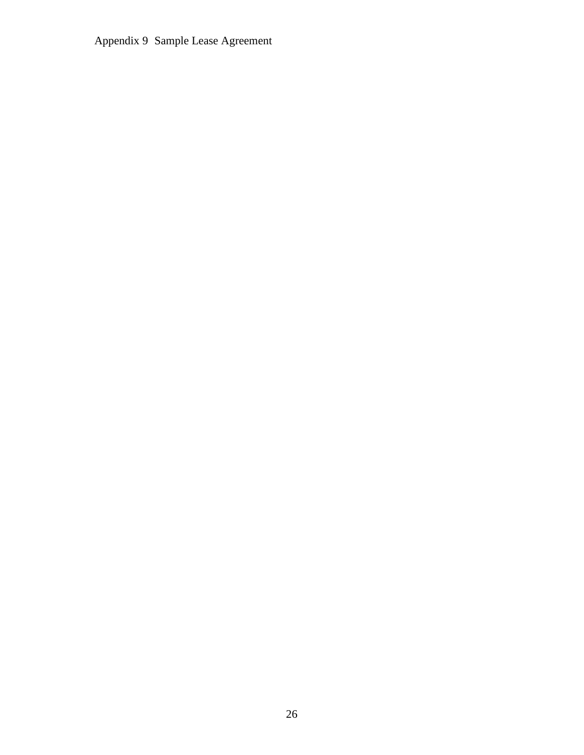Appendix 9 Sample Lease Agreement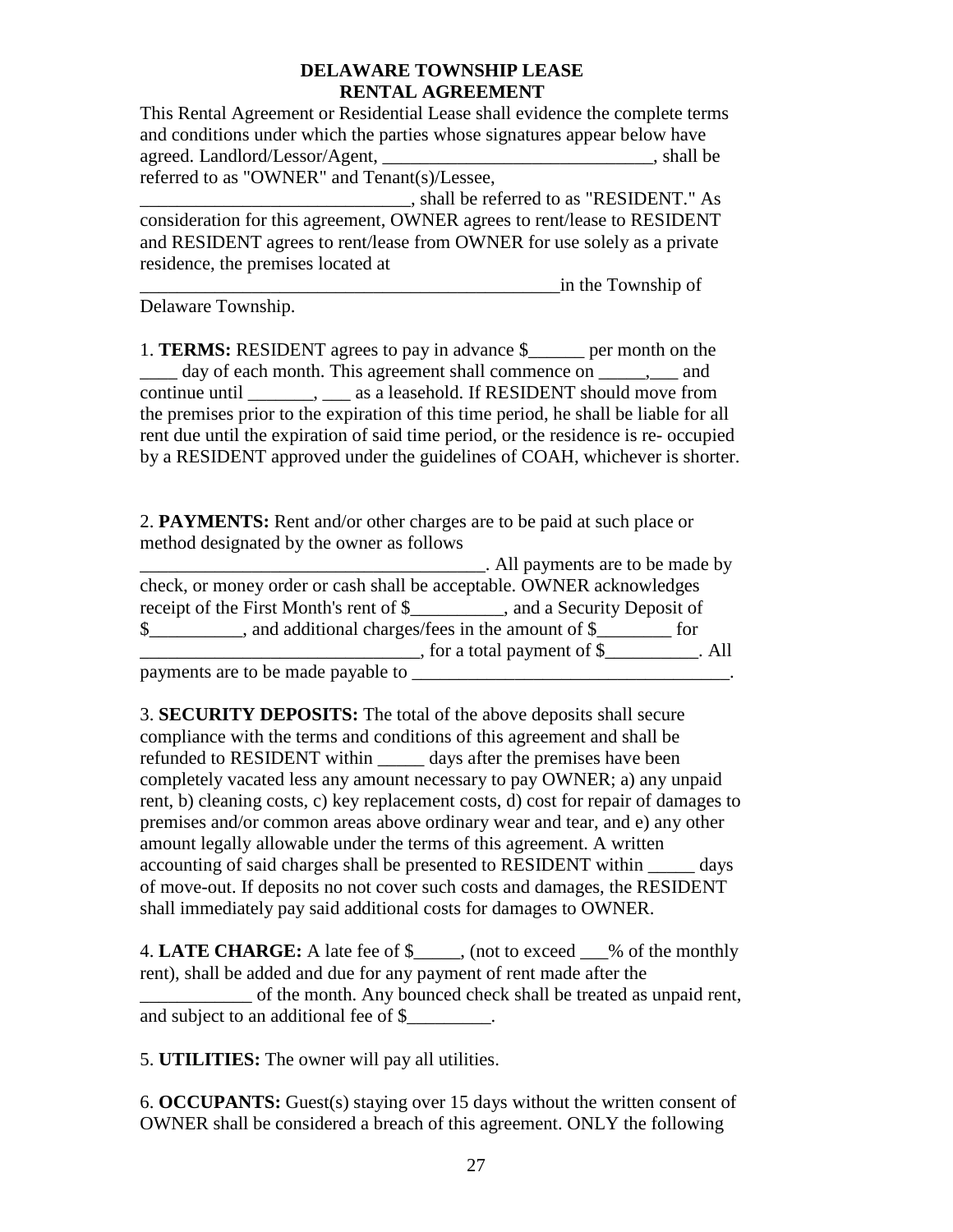**DELAWARE TOWNSHIP LEASE**
**RENTAL AGREEMENT**

This Rental Agreement or Residential Lease shall evidence the complete terms and conditions under which the parties whose signatures appear below have agreed. Landlord/Lessor/Agent, ______________________________, shall be referred to as "OWNER" and Tenant(s)/Lessee, ______________________________, shall be referred to as "RESIDENT." As consideration for this agreement, OWNER agrees to rent/lease to RESIDENT and RESIDENT agrees to rent/lease from OWNER for use solely as a private residence, the premises located at ________________________________________________in the Township of Delaware Township.

1. **TERMS:** RESIDENT agrees to pay in advance $______ per month on the ____ day of each month. This agreement shall commence on _____,___ and continue until _______, ___ as a leasehold. If RESIDENT should move from the premises prior to the expiration of this time period, he shall be liable for all rent due until the expiration of said time period, or the residence is re- occupied by a RESIDENT approved under the guidelines of COAH, whichever is shorter.

2. **PAYMENTS:** Rent and/or other charges are to be paid at such place or method designated by the owner as follows ______________________________________. All payments are to be made by check, or money order or cash shall be acceptable. OWNER acknowledges receipt of the First Month's rent of $__________, and a Security Deposit of $__________, and additional charges/fees in the amount of $________ for ______________________________, for a total payment of $__________. All payments are to be made payable to ___________________________________.

3. **SECURITY DEPOSITS:** The total of the above deposits shall secure compliance with the terms and conditions of this agreement and shall be refunded to RESIDENT within _____ days after the premises have been completely vacated less any amount necessary to pay OWNER; a) any unpaid rent, b) cleaning costs, c) key replacement costs, d) cost for repair of damages to premises and/or common areas above ordinary wear and tear, and e) any other amount legally allowable under the terms of this agreement. A written accounting of said charges shall be presented to RESIDENT within _____ days of move-out. If deposits no not cover such costs and damages, the RESIDENT shall immediately pay said additional costs for damages to OWNER.

4. **LATE CHARGE:** A late fee of $_____, (not to exceed ___% of the monthly rent), shall be added and due for any payment of rent made after the ____________ of the month. Any bounced check shall be treated as unpaid rent, and subject to an additional fee of $_________.

5. **UTILITIES:** The owner will pay all utilities.

6. **OCCUPANTS:** Guest(s) staying over 15 days without the written consent of OWNER shall be considered a breach of this agreement. ONLY the following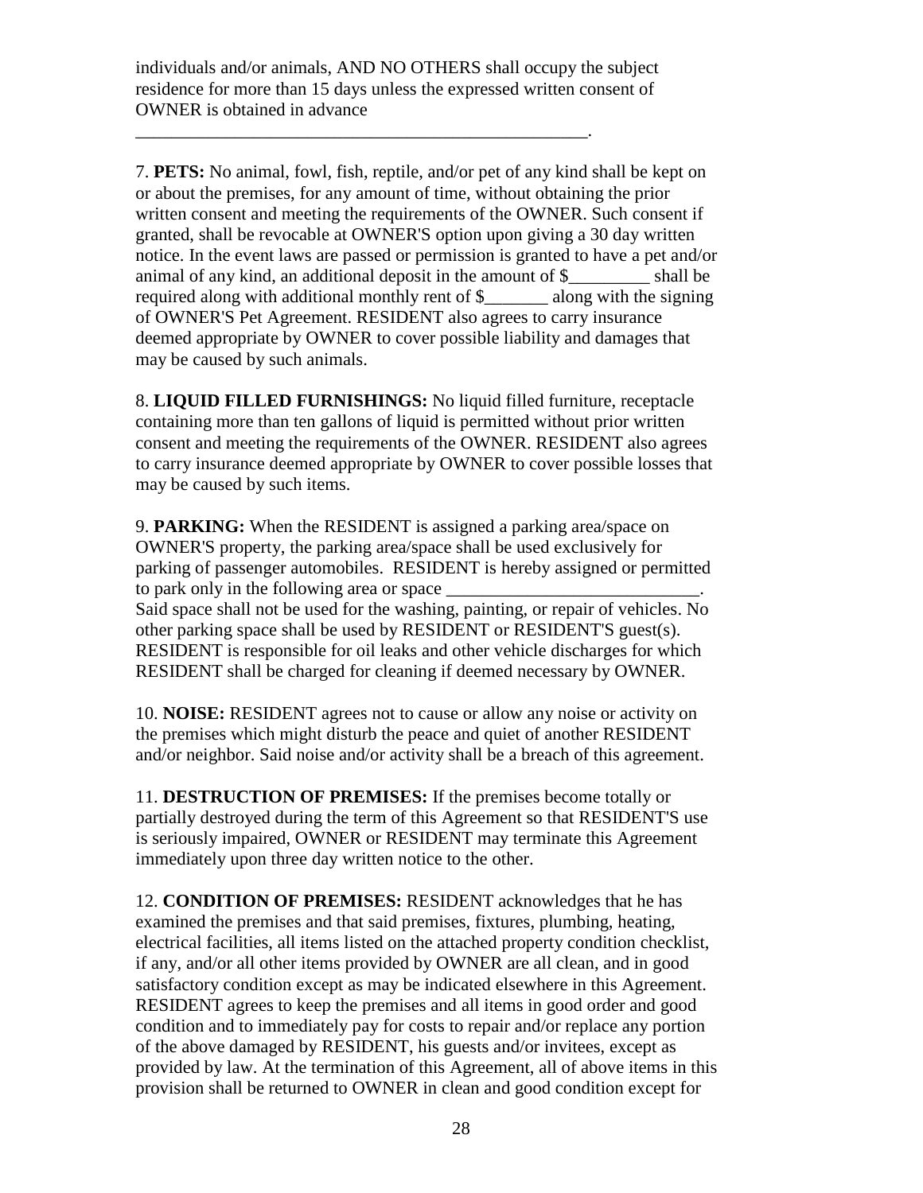individuals and/or animals, AND NO OTHERS shall occupy the subject residence for more than 15 days unless the expressed written consent of OWNER is obtained in advance ____________________________________________________.

7. **PETS:** No animal, fowl, fish, reptile, and/or pet of any kind shall be kept on or about the premises, for any amount of time, without obtaining the prior written consent and meeting the requirements of the OWNER. Such consent if granted, shall be revocable at OWNER'S option upon giving a 30 day written notice. In the event laws are passed or permission is granted to have a pet and/or animal of any kind, an additional deposit in the amount of $_________ shall be required along with additional monthly rent of $_______ along with the signing of OWNER'S Pet Agreement. RESIDENT also agrees to carry insurance deemed appropriate by OWNER to cover possible liability and damages that may be caused by such animals.

8. **LIQUID FILLED FURNISHINGS:** No liquid filled furniture, receptacle containing more than ten gallons of liquid is permitted without prior written consent and meeting the requirements of the OWNER. RESIDENT also agrees to carry insurance deemed appropriate by OWNER to cover possible losses that may be caused by such items.

9. **PARKING:** When the RESIDENT is assigned a parking area/space on OWNER'S property, the parking area/space shall be used exclusively for parking of passenger automobiles. RESIDENT is hereby assigned or permitted to park only in the following area or space ____________________________. Said space shall not be used for the washing, painting, or repair of vehicles. No other parking space shall be used by RESIDENT or RESIDENT'S guest(s). RESIDENT is responsible for oil leaks and other vehicle discharges for which RESIDENT shall be charged for cleaning if deemed necessary by OWNER.

10. **NOISE:** RESIDENT agrees not to cause or allow any noise or activity on the premises which might disturb the peace and quiet of another RESIDENT and/or neighbor. Said noise and/or activity shall be a breach of this agreement.

11. **DESTRUCTION OF PREMISES:** If the premises become totally or partially destroyed during the term of this Agreement so that RESIDENT'S use is seriously impaired, OWNER or RESIDENT may terminate this Agreement immediately upon three day written notice to the other.

12. **CONDITION OF PREMISES:** RESIDENT acknowledges that he has examined the premises and that said premises, fixtures, plumbing, heating, electrical facilities, all items listed on the attached property condition checklist, if any, and/or all other items provided by OWNER are all clean, and in good satisfactory condition except as may be indicated elsewhere in this Agreement. RESIDENT agrees to keep the premises and all items in good order and good condition and to immediately pay for costs to repair and/or replace any portion of the above damaged by RESIDENT, his guests and/or invitees, except as provided by law. At the termination of this Agreement, all of above items in this provision shall be returned to OWNER in clean and good condition except for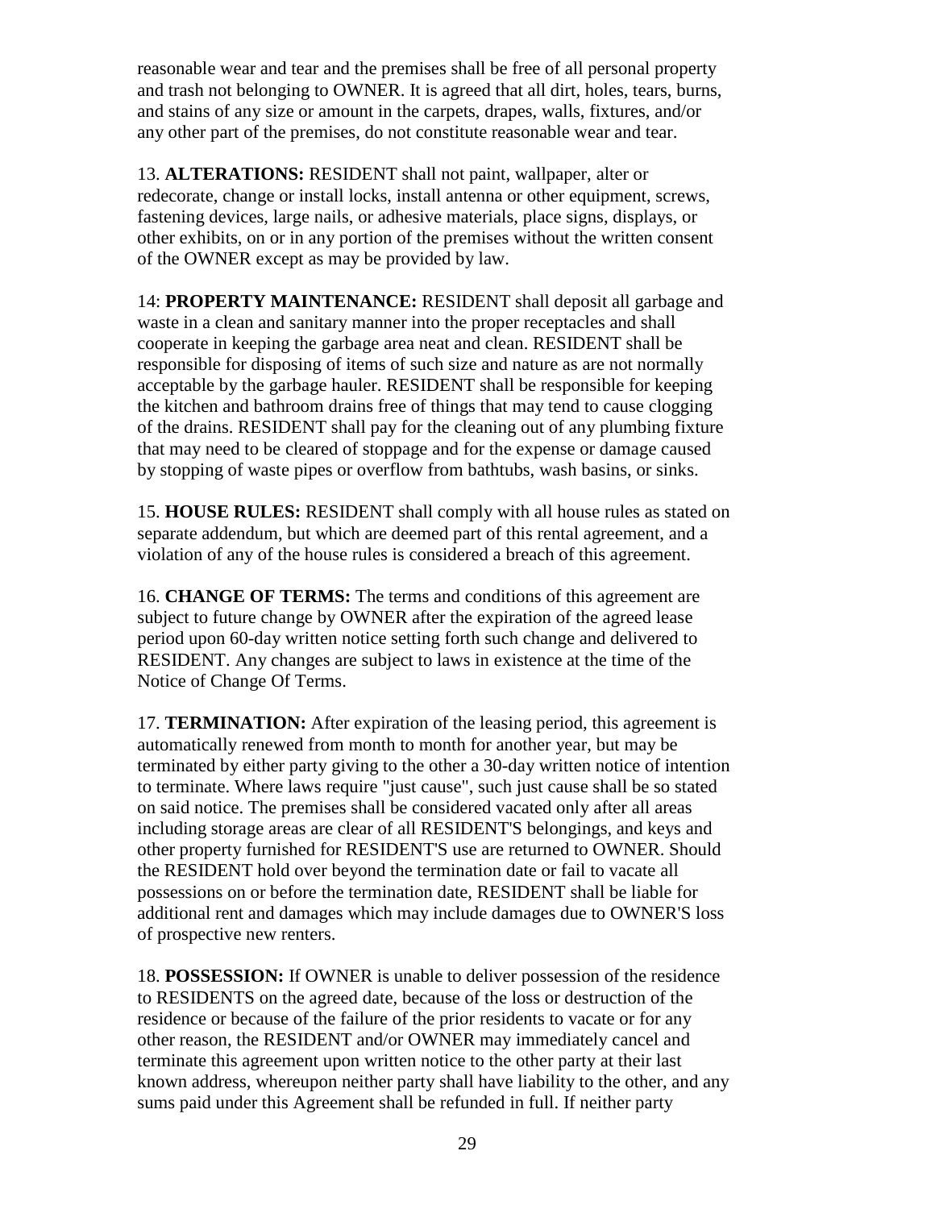reasonable wear and tear and the premises shall be free of all personal property and trash not belonging to OWNER. It is agreed that all dirt, holes, tears, burns, and stains of any size or amount in the carpets, drapes, walls, fixtures, and/or any other part of the premises, do not constitute reasonable wear and tear.

13. **ALTERATIONS:** RESIDENT shall not paint, wallpaper, alter or redecorate, change or install locks, install antenna or other equipment, screws, fastening devices, large nails, or adhesive materials, place signs, displays, or other exhibits, on or in any portion of the premises without the written consent of the OWNER except as may be provided by law.

14: **PROPERTY MAINTENANCE:** RESIDENT shall deposit all garbage and waste in a clean and sanitary manner into the proper receptacles and shall cooperate in keeping the garbage area neat and clean. RESIDENT shall be responsible for disposing of items of such size and nature as are not normally acceptable by the garbage hauler. RESIDENT shall be responsible for keeping the kitchen and bathroom drains free of things that may tend to cause clogging of the drains. RESIDENT shall pay for the cleaning out of any plumbing fixture that may need to be cleared of stoppage and for the expense or damage caused by stopping of waste pipes or overflow from bathtubs, wash basins, or sinks.

15. **HOUSE RULES:** RESIDENT shall comply with all house rules as stated on separate addendum, but which are deemed part of this rental agreement, and a violation of any of the house rules is considered a breach of this agreement.

16. **CHANGE OF TERMS:** The terms and conditions of this agreement are subject to future change by OWNER after the expiration of the agreed lease period upon 60-day written notice setting forth such change and delivered to RESIDENT. Any changes are subject to laws in existence at the time of the Notice of Change Of Terms.

17. **TERMINATION:** After expiration of the leasing period, this agreement is automatically renewed from month to month for another year, but may be terminated by either party giving to the other a 30-day written notice of intention to terminate. Where laws require "just cause", such just cause shall be so stated on said notice. The premises shall be considered vacated only after all areas including storage areas are clear of all RESIDENT'S belongings, and keys and other property furnished for RESIDENT'S use are returned to OWNER. Should the RESIDENT hold over beyond the termination date or fail to vacate all possessions on or before the termination date, RESIDENT shall be liable for additional rent and damages which may include damages due to OWNER'S loss of prospective new renters.

18. **POSSESSION:** If OWNER is unable to deliver possession of the residence to RESIDENTS on the agreed date, because of the loss or destruction of the residence or because of the failure of the prior residents to vacate or for any other reason, the RESIDENT and/or OWNER may immediately cancel and terminate this agreement upon written notice to the other party at their last known address, whereupon neither party shall have liability to the other, and any sums paid under this Agreement shall be refunded in full. If neither party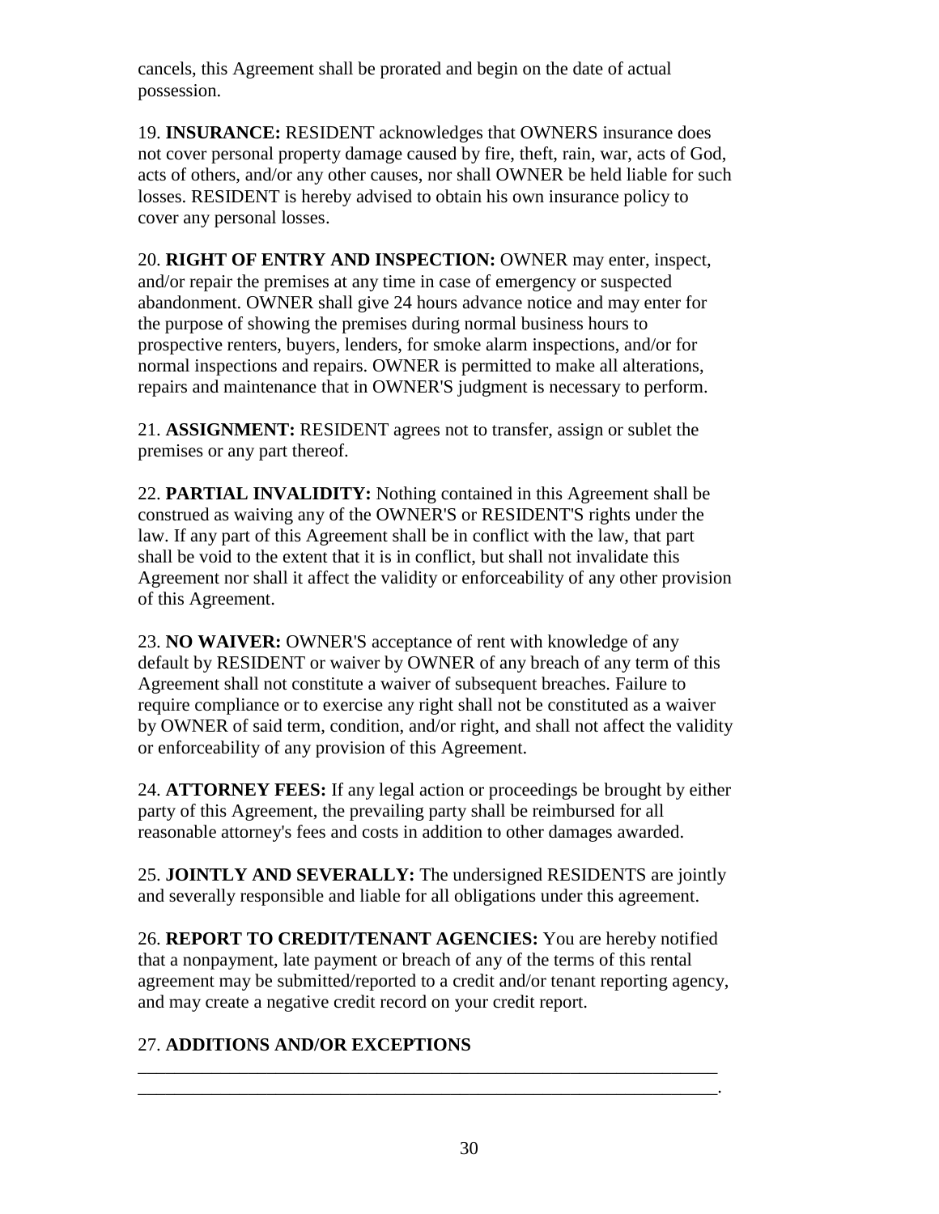cancels, this Agreement shall be prorated and begin on the date of actual possession.

19. **INSURANCE:** RESIDENT acknowledges that OWNERS insurance does not cover personal property damage caused by fire, theft, rain, war, acts of God, acts of others, and/or any other causes, nor shall OWNER be held liable for such losses. RESIDENT is hereby advised to obtain his own insurance policy to cover any personal losses.

20. **RIGHT OF ENTRY AND INSPECTION:** OWNER may enter, inspect, and/or repair the premises at any time in case of emergency or suspected abandonment. OWNER shall give 24 hours advance notice and may enter for the purpose of showing the premises during normal business hours to prospective renters, buyers, lenders, for smoke alarm inspections, and/or for normal inspections and repairs. OWNER is permitted to make all alterations, repairs and maintenance that in OWNER'S judgment is necessary to perform.

21. **ASSIGNMENT:** RESIDENT agrees not to transfer, assign or sublet the premises or any part thereof.

22. **PARTIAL INVALIDITY:** Nothing contained in this Agreement shall be construed as waiving any of the OWNER'S or RESIDENT'S rights under the law. If any part of this Agreement shall be in conflict with the law, that part shall be void to the extent that it is in conflict, but shall not invalidate this Agreement nor shall it affect the validity or enforceability of any other provision of this Agreement.

23. **NO WAIVER:** OWNER'S acceptance of rent with knowledge of any default by RESIDENT or waiver by OWNER of any breach of any term of this Agreement shall not constitute a waiver of subsequent breaches. Failure to require compliance or to exercise any right shall not be constituted as a waiver by OWNER of said term, condition, and/or right, and shall not affect the validity or enforceability of any provision of this Agreement.

24. **ATTORNEY FEES:** If any legal action or proceedings be brought by either party of this Agreement, the prevailing party shall be reimbursed for all reasonable attorney's fees and costs in addition to other damages awarded.

25. **JOINTLY AND SEVERALLY:** The undersigned RESIDENTS are jointly and severally responsible and liable for all obligations under this agreement.

26. **REPORT TO CREDIT/TENANT AGENCIES:** You are hereby notified that a nonpayment, late payment or breach of any of the terms of this rental agreement may be submitted/reported to a credit and/or tenant reporting agency, and may create a negative credit record on your credit report.

27. **ADDITIONS AND/OR EXCEPTIONS**

_______________________________________________________________

_______________________________________________________________.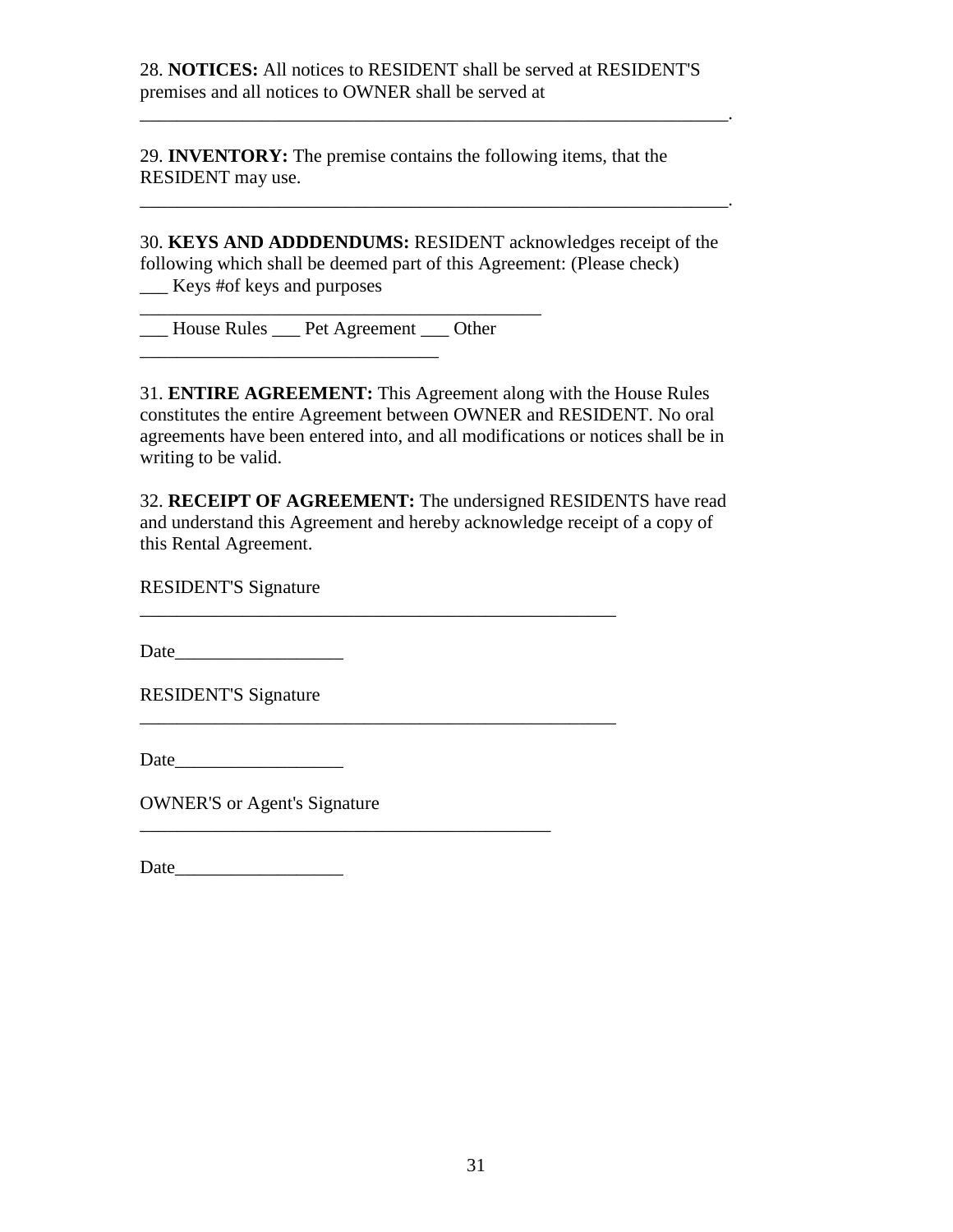28. **NOTICES:** All notices to RESIDENT shall be served at RESIDENT'S premises and all notices to OWNER shall be served at

________________________________________________________________.

29. **INVENTORY:** The premise contains the following items, that the RESIDENT may use.

________________________________________________________________.

30. **KEYS AND ADDDENDUMS:** RESIDENT acknowledges receipt of the following which shall be deemed part of this Agreement: (Please check)
___ Keys #of keys and purposes
____________________________________________
___ House Rules ___ Pet Agreement ___ Other
_________________________________

31. **ENTIRE AGREEMENT:** This Agreement along with the House Rules constitutes the entire Agreement between OWNER and RESIDENT. No oral agreements have been entered into, and all modifications or notices shall be in writing to be valid.

32. **RECEIPT OF AGREEMENT:** The undersigned RESIDENTS have read and understand this Agreement and hereby acknowledge receipt of a copy of this Rental Agreement.

RESIDENT'S Signature
____________________________________________________

Date__________________

RESIDENT'S Signature
____________________________________________________

Date__________________

OWNER'S or Agent's Signature
_____________________________________________

Date__________________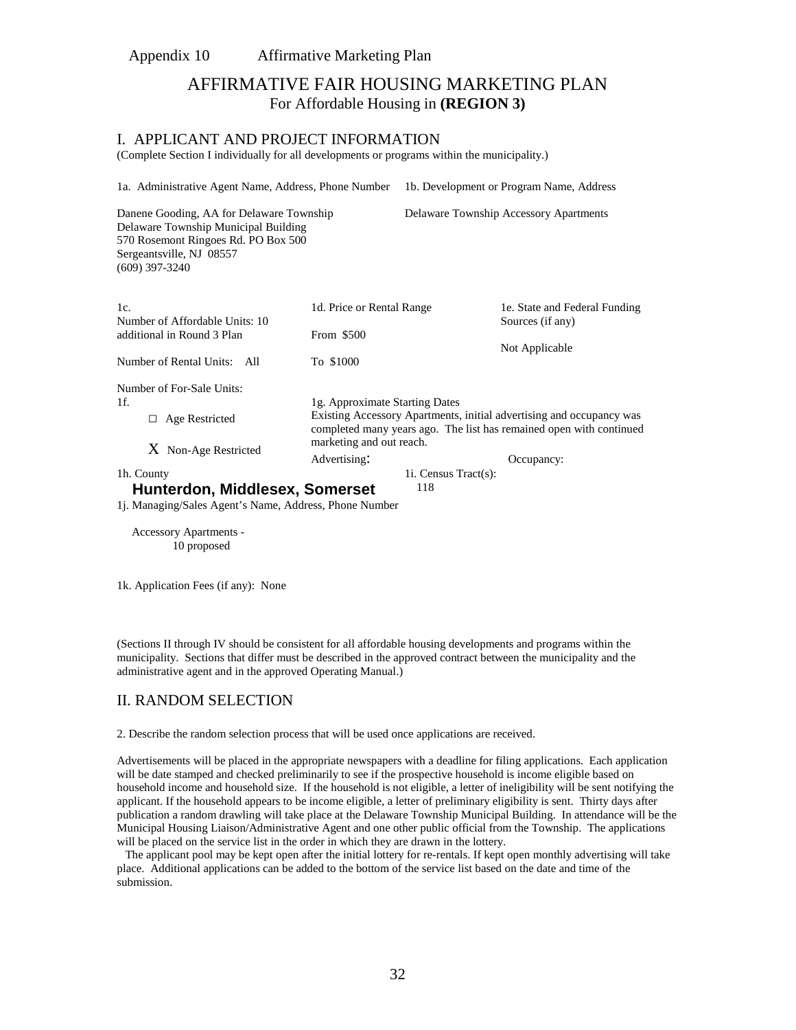Appendix 10 Affirmative Marketing Plan

# AFFIRMATIVE FAIR HOUSING MARKETING PLAN

For Affordable Housing in **(REGION 3)**

## I. APPLICANT AND PROJECT INFORMATION

(Complete Section I individually for all developments or programs within the municipality.)

1a. Administrative Agent Name, Address, Phone Number

Danene Gooding, AA for Delaware Township
Delaware Township Municipal Building
570 Rosemont Ringoes Rd. PO Box 500
Sergeantsville, NJ 08557
(609) 397-3240

1b. Development or Program Name, Address

Delaware Township Accessory Apartments

1c.
Number of Affordable Units: 10 additional in Round 3 Plan

Number of Rental Units: All

Number of For-Sale Units:

1d. Price or Rental Range

From $500

To $1000

1e. State and Federal Funding Sources (if any)

Not Applicable

1f.

□ Age Restricted

X Non-Age Restricted

1g. Approximate Starting Dates

Existing Accessory Apartments, initial advertising and occupancy was completed many years ago. The list has remained open with continued marketing and out reach.

Advertising: Occupancy:

1h. County

**Hunterdon, Middlesex, Somerset**

1i. Census Tract(s):

118

1j. Managing/Sales Agent's Name, Address, Phone Number

Accessory Apartments -
10 proposed

1k. Application Fees (if any): None

(Sections II through IV should be consistent for all affordable housing developments and programs within the municipality. Sections that differ must be described in the approved contract between the municipality and the administrative agent and in the approved Operating Manual.)

## II. RANDOM SELECTION

2. Describe the random selection process that will be used once applications are received.

Advertisements will be placed in the appropriate newspapers with a deadline for filing applications. Each application will be date stamped and checked preliminarily to see if the prospective household is income eligible based on household income and household size. If the household is not eligible, a letter of ineligibility will be sent notifying the applicant. If the household appears to be income eligible, a letter of preliminary eligibility is sent. Thirty days after publication a random drawling will take place at the Delaware Township Municipal Building. In attendance will be the Municipal Housing Liaison/Administrative Agent and one other public official from the Township. The applications will be placed on the service list in the order in which they are drawn in the lottery.

The applicant pool may be kept open after the initial lottery for re-rentals. If kept open monthly advertising will take place. Additional applications can be added to the bottom of the service list based on the date and time of the submission.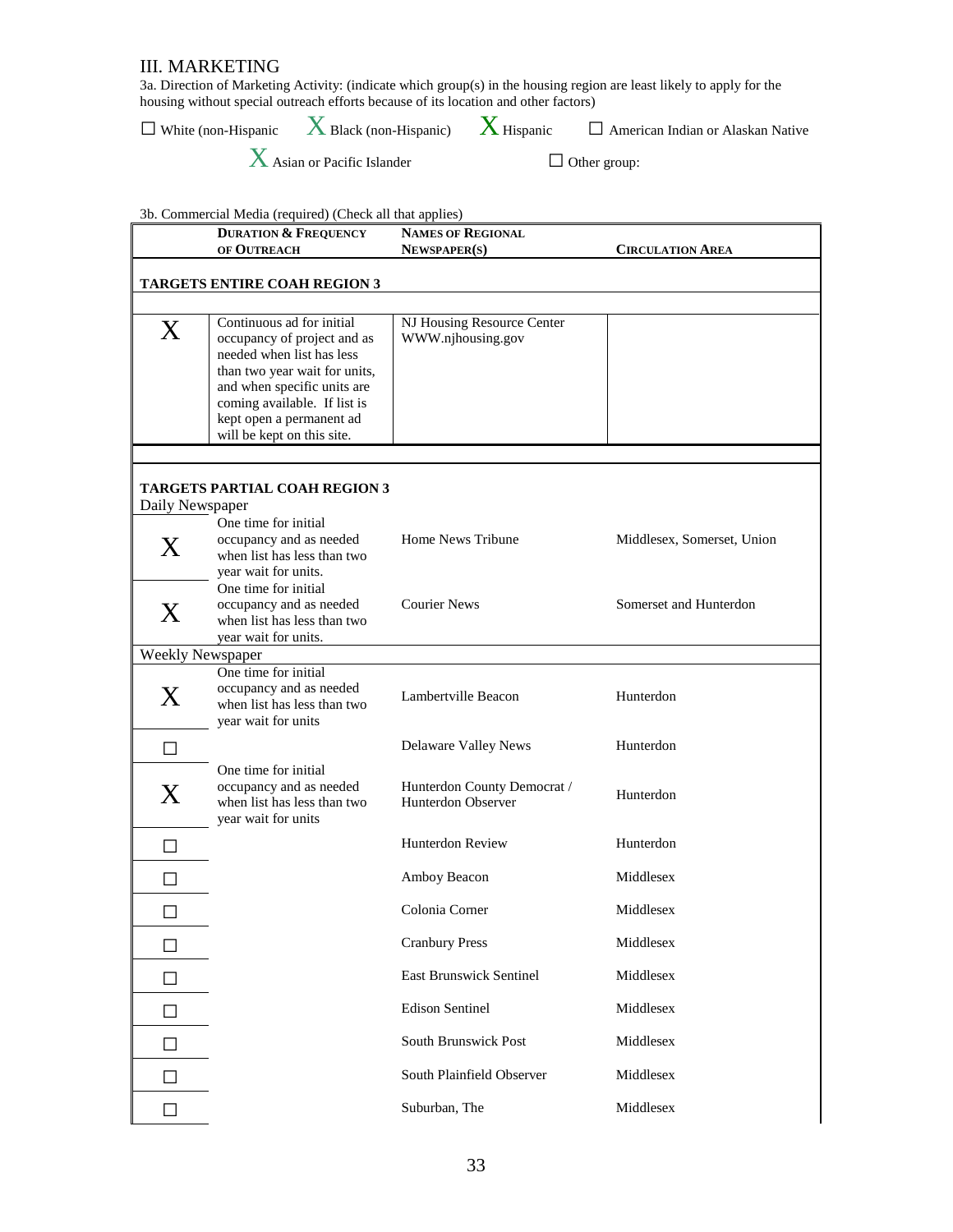# III. MARKETING

3a. Direction of Marketing Activity: (indicate which group(s) in the housing region are least likely to apply for the housing without special outreach efforts because of its location and other factors)

☐ White (non-Hispanic  X Black (non-Hispanic)  X Hispanic  ☐ American Indian or Alaskan Native

X Asian or Pacific Islander  ☐ Other group:

3b. Commercial Media (required) (Check all that applies)

| | **DURATION & FREQUENCY OF OUTREACH** | **NAMES OF REGIONAL NEWSPAPER(S)** | **CIRCULATION AREA** |
|---|---|---|---|
| **TARGETS ENTIRE COAH REGION 3** | | | |
| X | Continuous ad for initial occupancy of project and as needed when list has less than two year wait for units, and when specific units are coming available. If list is kept open a permanent ad will be kept on this site. | NJ Housing Resource Center WWW.njhousing.gov | |
| **TARGETS PARTIAL COAH REGION 3** | | | |
| Daily Newspaper | | | |
| X | One time for initial occupancy and as needed when list has less than two year wait for units. | Home News Tribune | Middlesex, Somerset, Union |
| X | One time for initial occupancy and as needed when list has less than two year wait for units. | Courier News | Somerset and Hunterdon |
| Weekly Newspaper | | | |
| X | One time for initial occupancy and as needed when list has less than two year wait for units | Lambertville Beacon | Hunterdon |
| ☐ | | Delaware Valley News | Hunterdon |
| X | One time for initial occupancy and as needed when list has less than two year wait for units | Hunterdon County Democrat / Hunterdon Observer | Hunterdon |
| ☐ | | Hunterdon Review | Hunterdon |
| ☐ | | Amboy Beacon | Middlesex |
| ☐ | | Colonia Corner | Middlesex |
| ☐ | | Cranbury Press | Middlesex |
| ☐ | | East Brunswick Sentinel | Middlesex |
| ☐ | | Edison Sentinel | Middlesex |
| ☐ | | South Brunswick Post | Middlesex |
| ☐ | | South Plainfield Observer | Middlesex |
| ☐ | | Suburban, The | Middlesex |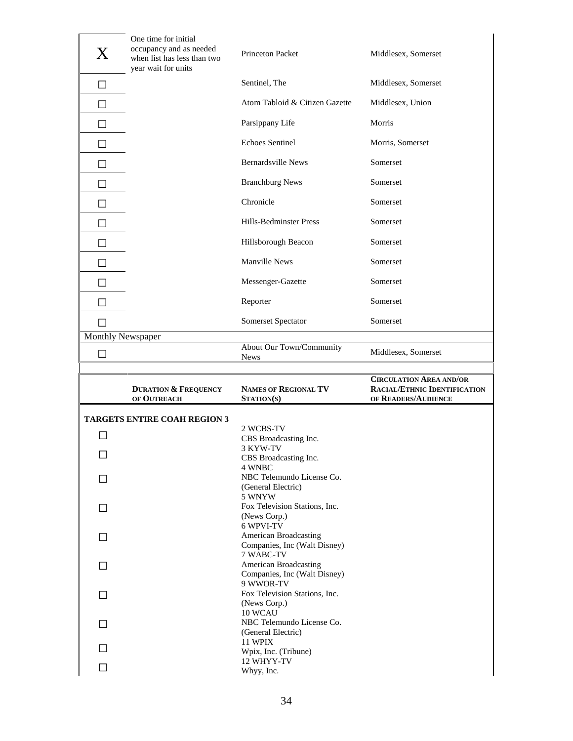| | | | |
|---|---|---|---|
| X | One time for initial occupancy and as needed when list has less than two year wait for units | Princeton Packet | Middlesex, Somerset |
| ☐ | | Sentinel, The | Middlesex, Somerset |
| ☐ | | Atom Tabloid & Citizen Gazette | Middlesex, Union |
| ☐ | | Parsippany Life | Morris |
| ☐ | | Echoes Sentinel | Morris, Somerset |
| ☐ | | Bernardsville News | Somerset |
| ☐ | | Branchburg News | Somerset |
| ☐ | | Chronicle | Somerset |
| ☐ | | Hills-Bedminster Press | Somerset |
| ☐ | | Hillsborough Beacon | Somerset |
| ☐ | | Manville News | Somerset |
| ☐ | | Messenger-Gazette | Somerset |
| ☐ | | Reporter | Somerset |
| ☐ | | Somerset Spectator | Somerset |
| Monthly Newspaper | | | |
| ☐ | | About Our Town/Community News | Middlesex, Somerset |

| | **DURATION & FREQUENCY OF OUTREACH** | **NAMES OF REGIONAL TV STATION(S)** | **CIRCULATION AREA AND/OR RACIAL/ETHNIC IDENTIFICATION OF READERS/AUDIENCE** |
|---|---|---|---|
| **TARGETS ENTIRE COAH REGION 3** | | | |
| ☐ | | 2 WCBS-TV<br>CBS Broadcasting Inc. | |
| ☐ | | 3 KYW-TV<br>CBS Broadcasting Inc. | |
| ☐ | | 4 WNBC<br>NBC Telemundo License Co. (General Electric) | |
| ☐ | | 5 WNYW<br>Fox Television Stations, Inc. (News Corp.) | |
| ☐ | | 6 WPVI-TV<br>American Broadcasting Companies, Inc (Walt Disney) | |
| ☐ | | 7 WABC-TV<br>American Broadcasting Companies, Inc (Walt Disney) | |
| ☐ | | 9 WWOR-TV<br>Fox Television Stations, Inc. (News Corp.) | |
| ☐ | | 10 WCAU<br>NBC Telemundo License Co. (General Electric) | |
| ☐ | | 11 WPIX<br>Wpix, Inc. (Tribune) | |
| ☐ | | 12 WHYY-TV<br>Whyy, Inc. | |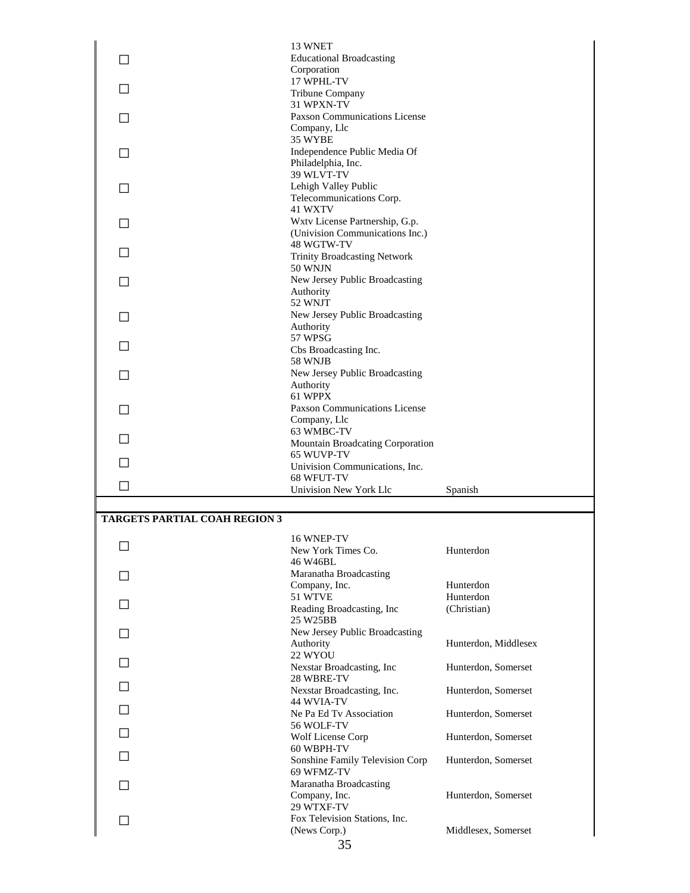| | Station / Owner | |
|---|---|---|
| ☐ | 13 WNET<br>Educational Broadcasting Corporation | |
| ☐ | 17 WPHL-TV<br>Tribune Company | |
| ☐ | 31 WPXN-TV<br>Paxson Communications License Company, Llc | |
| ☐ | 35 WYBE<br>Independence Public Media Of Philadelphia, Inc. | |
| ☐ | 39 WLVT-TV<br>Lehigh Valley Public Telecommunications Corp. | |
| ☐ | 41 WXTV<br>Wxtv License Partnership, G.p. (Univision Communications Inc.) | |
| ☐ | 48 WGTW-TV<br>Trinity Broadcasting Network | |
| ☐ | 50 WNJN<br>New Jersey Public Broadcasting Authority | |
| ☐ | 52 WNJT<br>New Jersey Public Broadcasting Authority | |
| ☐ | 57 WPSG<br>Cbs Broadcasting Inc. | |
| ☐ | 58 WNJB<br>New Jersey Public Broadcasting Authority | |
| ☐ | 61 WPPX<br>Paxson Communications License Company, Llc | |
| ☐ | 63 WMBC-TV<br>Mountain Broadcating Corporation | |
| ☐ | 65 WUVP-TV<br>Univision Communications, Inc. | |
| ☐ | 68 WFUT-TV<br>Univision New York Llc | Spanish |

**TARGETS PARTIAL COAH REGION 3**

| | Station / Owner | |
|---|---|---|
| ☐ | 16 WNEP-TV<br>New York Times Co. | Hunterdon |
| ☐ | 46 W46BL<br>Maranatha Broadcasting Company, Inc. | Hunterdon |
| ☐ | 51 WTVE<br>Reading Broadcasting, Inc | Hunterdon (Christian) |
| ☐ | 25 W25BB<br>New Jersey Public Broadcasting Authority | Hunterdon, Middlesex |
| ☐ | 22 WYOU<br>Nexstar Broadcasting, Inc | Hunterdon, Somerset |
| ☐ | 28 WBRE-TV<br>Nexstar Broadcasting, Inc. | Hunterdon, Somerset |
| ☐ | 44 WVIA-TV<br>Ne Pa Ed Tv Association | Hunterdon, Somerset |
| ☐ | 56 WOLF-TV<br>Wolf License Corp | Hunterdon, Somerset |
| ☐ | 60 WBPH-TV<br>Sonshine Family Television Corp | Hunterdon, Somerset |
| ☐ | 69 WFMZ-TV<br>Maranatha Broadcasting Company, Inc. | Hunterdon, Somerset |
| ☐ | 29 WTXF-TV<br>Fox Television Stations, Inc. (News Corp.) | Middlesex, Somerset |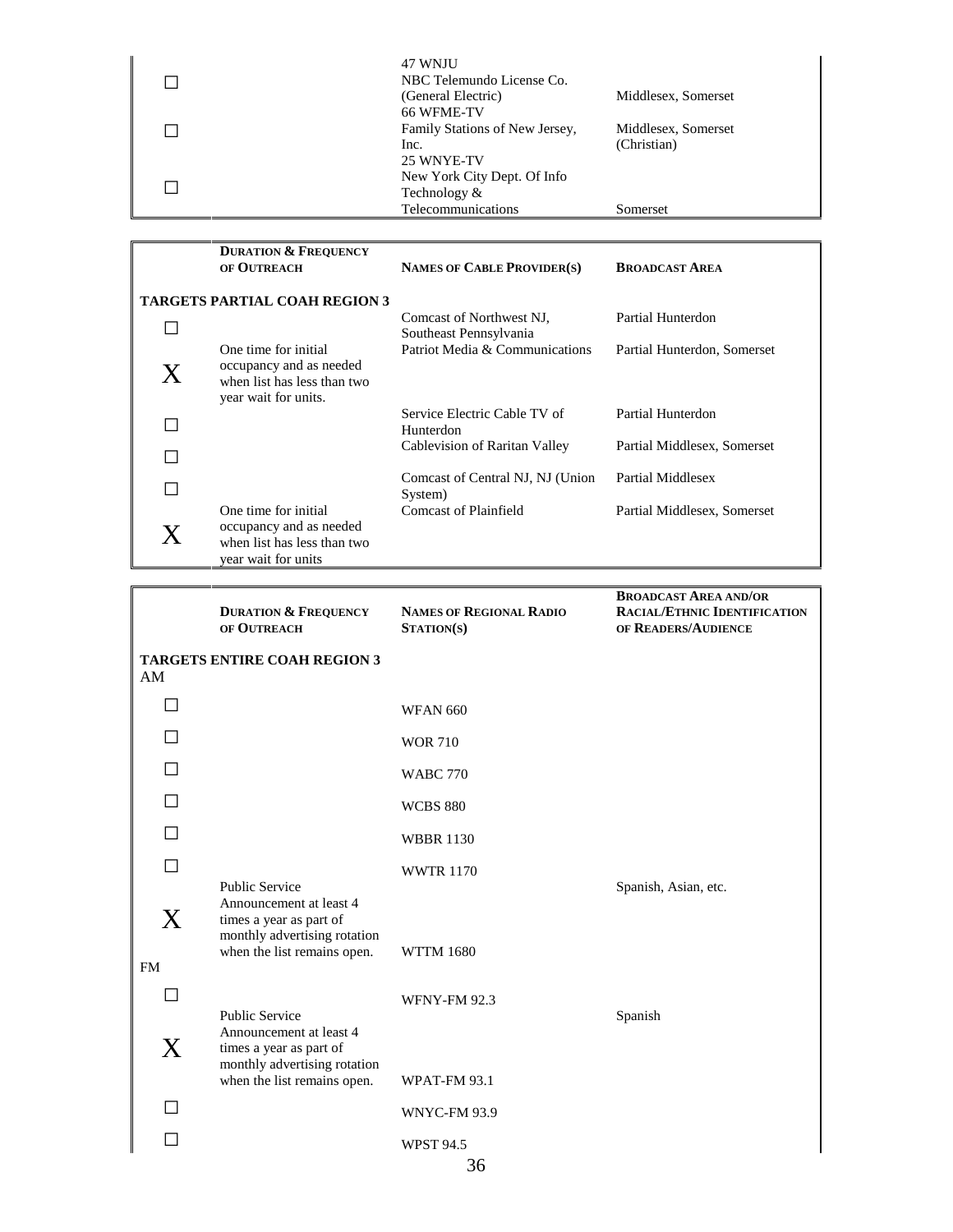| | | | |
|---|---|---|---|
| ☐ | | 47 WNJU<br>NBC Telemundo License Co.<br>(General Electric) | Middlesex, Somerset |
| ☐ | | 66 WFME-TV<br>Family Stations of New Jersey, Inc. | Middlesex, Somerset<br>(Christian) |
| ☐ | | 25 WNYE-TV<br>New York City Dept. Of Info Technology &<br>Telecommunications | Somerset |

| | **DURATION & FREQUENCY OF OUTREACH** | **NAMES OF CABLE PROVIDER(S)** | **BROADCAST AREA** |
|---|---|---|---|
| **TARGETS PARTIAL COAH REGION 3** | | | |
| ☐ | | Comcast of Northwest NJ, Southeast Pennsylvania | Partial Hunterdon |
| X | One time for initial occupancy and as needed when list has less than two year wait for units. | Patriot Media & Communications | Partial Hunterdon, Somerset |
| ☐ | | Service Electric Cable TV of Hunterdon | Partial Hunterdon |
| ☐ | | Cablevision of Raritan Valley | Partial Middlesex, Somerset |
| ☐ | | Comcast of Central NJ, NJ (Union System) | Partial Middlesex |
| X | One time for initial occupancy and as needed when list has less than two year wait for units | Comcast of Plainfield | Partial Middlesex, Somerset |

| | **DURATION & FREQUENCY OF OUTREACH** | **NAMES OF REGIONAL RADIO STATION(S)** | **BROADCAST AREA AND/OR RACIAL/ETHNIC IDENTIFICATION OF READERS/AUDIENCE** |
|---|---|---|---|
| **TARGETS ENTIRE COAH REGION 3** | | | |
| AM | | | |
| ☐ | | WFAN 660 | |
| ☐ | | WOR 710 | |
| ☐ | | WABC 770 | |
| ☐ | | WCBS 880 | |
| ☐ | | WBBR 1130 | |
| ☐ | | WWTR 1170 | |
| X | Public Service Announcement at least 4 times a year as part of monthly advertising rotation when the list remains open. | WTTM 1680 | Spanish, Asian, etc. |
| FM | | | |
| ☐ | | WFNY-FM 92.3 | |
| X | Public Service Announcement at least 4 times a year as part of monthly advertising rotation when the list remains open. | WPAT-FM 93.1 | Spanish |
| ☐ | | WNYC-FM 93.9 | |
| ☐ | | WPST 94.5 | |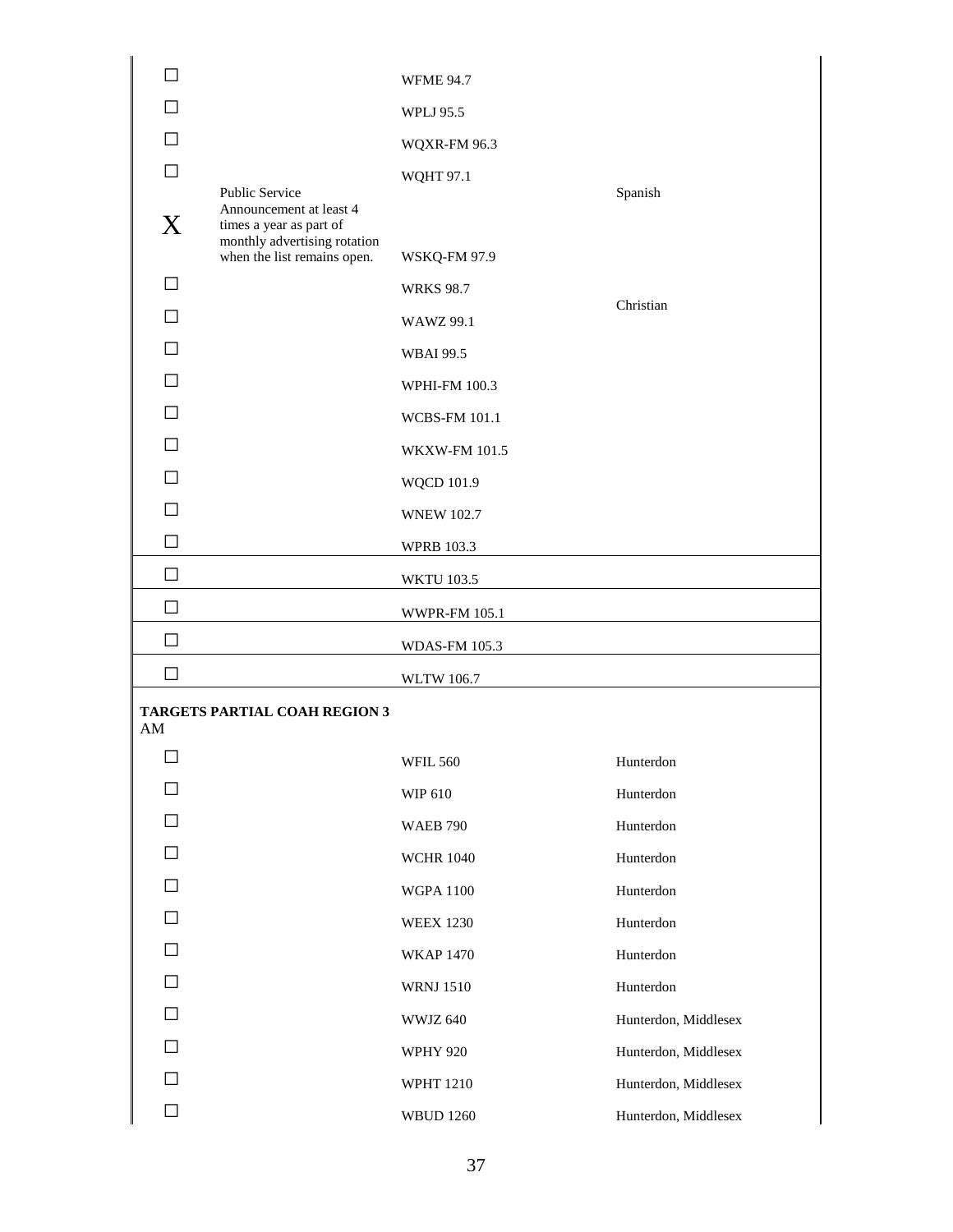| | | | |
|---|---|---|---|
| ☐ | | WFME 94.7 | |
| ☐ | | WPLJ 95.5 | |
| ☐ | | WQXR-FM 96.3 | |
| ☐ | | WQHT 97.1 | |
| X | Public Service Announcement at least 4 times a year as part of monthly advertising rotation when the list remains open. | WSKQ-FM 97.9 | Spanish |
| ☐ | | WRKS 98.7 | |
| ☐ | | WAWZ 99.1 | Christian |
| ☐ | | WBAI 99.5 | |
| ☐ | | WPHI-FM 100.3 | |
| ☐ | | WCBS-FM 101.1 | |
| ☐ | | WKXW-FM 101.5 | |
| ☐ | | WQCD 101.9 | |
| ☐ | | WNEW 102.7 | |
| ☐ | | WPRB 103.3 | |
| ☐ | | WKTU 103.5 | |
| ☐ | | WWPR-FM 105.1 | |
| ☐ | | WDAS-FM 105.3 | |
| ☐ | | WLTW 106.7 | |

**TARGETS PARTIAL COAH REGION 3**
AM

| | | | |
|---|---|---|---|
| ☐ | | WFIL 560 | Hunterdon |
| ☐ | | WIP 610 | Hunterdon |
| ☐ | | WAEB 790 | Hunterdon |
| ☐ | | WCHR 1040 | Hunterdon |
| ☐ | | WGPA 1100 | Hunterdon |
| ☐ | | WEEX 1230 | Hunterdon |
| ☐ | | WKAP 1470 | Hunterdon |
| ☐ | | WRNJ 1510 | Hunterdon |
| ☐ | | WWJZ 640 | Hunterdon, Middlesex |
| ☐ | | WPHY 920 | Hunterdon, Middlesex |
| ☐ | | WPHT 1210 | Hunterdon, Middlesex |
| ☐ | | WBUD 1260 | Hunterdon, Middlesex |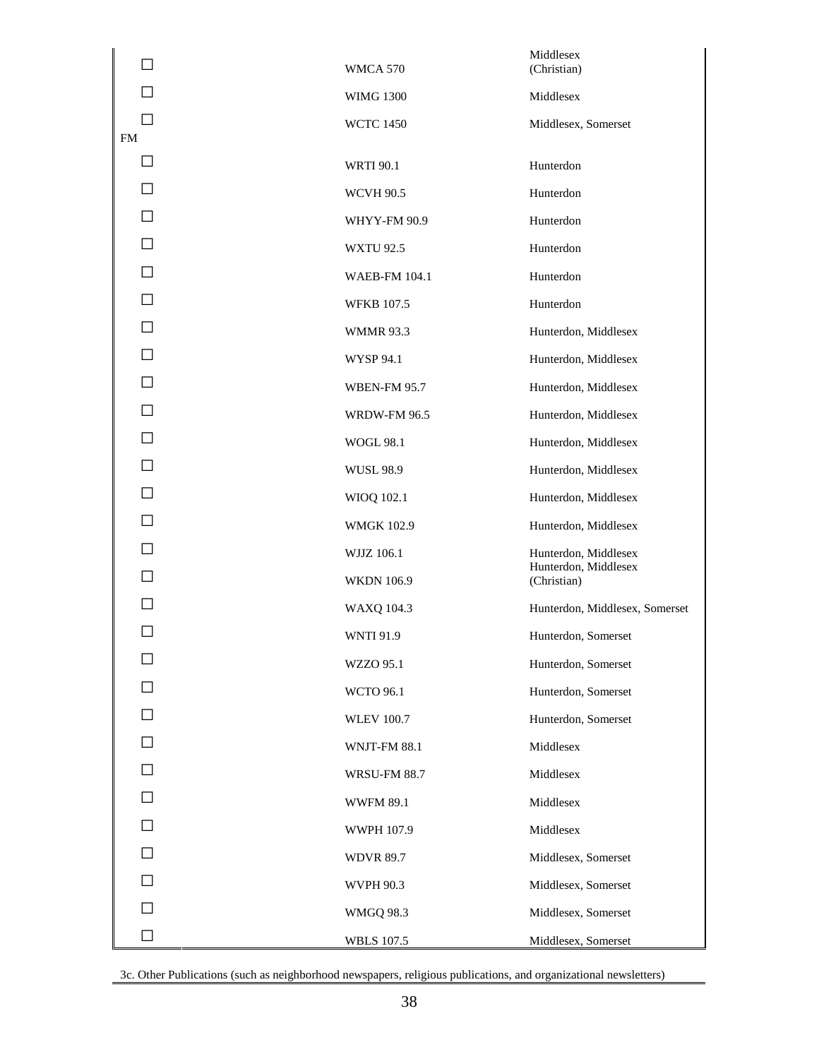| | | |
|---|---|---|
| ☐ | WMCA 570 | Middlesex (Christian) |
| ☐ | WIMG 1300 | Middlesex |
| ☐ | WCTC 1450 | Middlesex, Somerset |
| FM | | |
| ☐ | WRTI 90.1 | Hunterdon |
| ☐ | WCVH 90.5 | Hunterdon |
| ☐ | WHYY-FM 90.9 | Hunterdon |
| ☐ | WXTU 92.5 | Hunterdon |
| ☐ | WAEB-FM 104.1 | Hunterdon |
| ☐ | WFKB 107.5 | Hunterdon |
| ☐ | WMMR 93.3 | Hunterdon, Middlesex |
| ☐ | WYSP 94.1 | Hunterdon, Middlesex |
| ☐ | WBEN-FM 95.7 | Hunterdon, Middlesex |
| ☐ | WRDW-FM 96.5 | Hunterdon, Middlesex |
| ☐ | WOGL 98.1 | Hunterdon, Middlesex |
| ☐ | WUSL 98.9 | Hunterdon, Middlesex |
| ☐ | WIOQ 102.1 | Hunterdon, Middlesex |
| ☐ | WMGK 102.9 | Hunterdon, Middlesex |
| ☐ | WJJZ 106.1 | Hunterdon, Middlesex |
| ☐ | WKDN 106.9 | Hunterdon, Middlesex (Christian) |
| ☐ | WAXQ 104.3 | Hunterdon, Middlesex, Somerset |
| ☐ | WNTI 91.9 | Hunterdon, Somerset |
| ☐ | WZZO 95.1 | Hunterdon, Somerset |
| ☐ | WCTO 96.1 | Hunterdon, Somerset |
| ☐ | WLEV 100.7 | Hunterdon, Somerset |
| ☐ | WNJT-FM 88.1 | Middlesex |
| ☐ | WRSU-FM 88.7 | Middlesex |
| ☐ | WWFM 89.1 | Middlesex |
| ☐ | WWPH 107.9 | Middlesex |
| ☐ | WDVR 89.7 | Middlesex, Somerset |
| ☐ | WVPH 90.3 | Middlesex, Somerset |
| ☐ | WMGQ 98.3 | Middlesex, Somerset |
| ☐ | WBLS 107.5 | Middlesex, Somerset |

3c. Other Publications (such as neighborhood newspapers, religious publications, and organizational newsletters)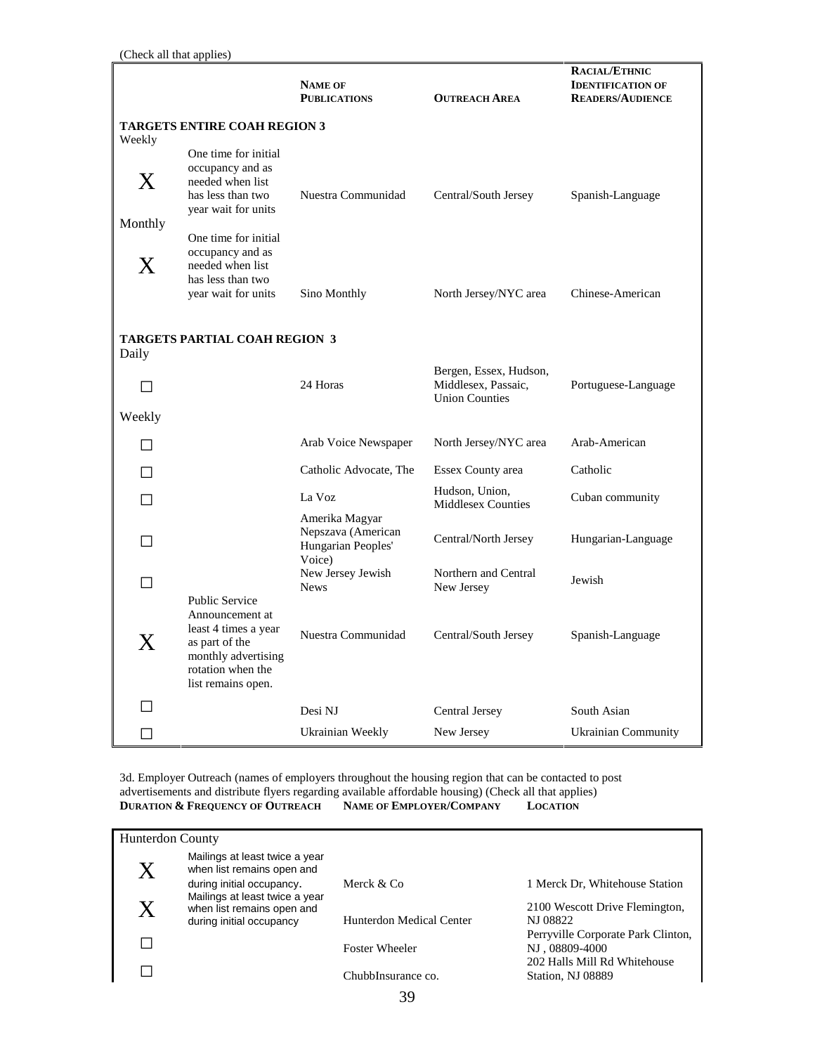(Check all that applies)

| | | NAME OF PUBLICATIONS | OUTREACH AREA | RACIAL/ETHNIC IDENTIFICATION OF READERS/AUDIENCE |
|---|---|---|---|---|
| **TARGETS ENTIRE COAH REGION 3** | | | | |
| Weekly | | | | |
| X | One time for initial occupancy and as needed when list has less than two year wait for units | Nuestra Communidad | Central/South Jersey | Spanish-Language |
| Monthly | | | | |
| X | One time for initial occupancy and as needed when list has less than two year wait for units | Sino Monthly | North Jersey/NYC area | Chinese-American |
| **TARGETS PARTIAL COAH REGION 3** | | | | |
| Daily | | | | |
| ☐ | | 24 Horas | Bergen, Essex, Hudson, Middlesex, Passaic, Union Counties | Portuguese-Language |
| Weekly | | | | |
| ☐ | | Arab Voice Newspaper | North Jersey/NYC area | Arab-American |
| ☐ | | Catholic Advocate, The | Essex County area | Catholic |
| ☐ | | La Voz | Hudson, Union, Middlesex Counties | Cuban community |
| ☐ | | Amerika Magyar Nepszava (American Hungarian Peoples' Voice) | Central/North Jersey | Hungarian-Language |
| ☐ | | New Jersey Jewish News | Northern and Central New Jersey | Jewish |
| X | Public Service Announcement at least 4 times a year as part of the monthly advertising rotation when the list remains open. | Nuestra Communidad | Central/South Jersey | Spanish-Language |
| ☐ | | Desi NJ | Central Jersey | South Asian |
| ☐ | | Ukrainian Weekly | New Jersey | Ukrainian Community |

3d. Employer Outreach (names of employers throughout the housing region that can be contacted to post advertisements and distribute flyers regarding available affordable housing) (Check all that applies)

| | DURATION & FREQUENCY OF OUTREACH | NAME OF EMPLOYER/COMPANY | LOCATION |
|---|---|---|---|
| Hunterdon County | | | |
| X | Mailings at least twice a year when list remains open and during initial occupancy. | Merck & Co | 1 Merck Dr, Whitehouse Station |
| X | Mailings at least twice a year when list remains open and during initial occupancy | Hunterdon Medical Center | 2100 Wescott Drive Flemington, NJ 08822 |
| ☐ | | Foster Wheeler | Perryville Corporate Park Clinton, NJ , 08809-4000 |
| ☐ | | ChubbInsurance co. | 202 Halls Mill Rd Whitehouse Station, NJ 08889 |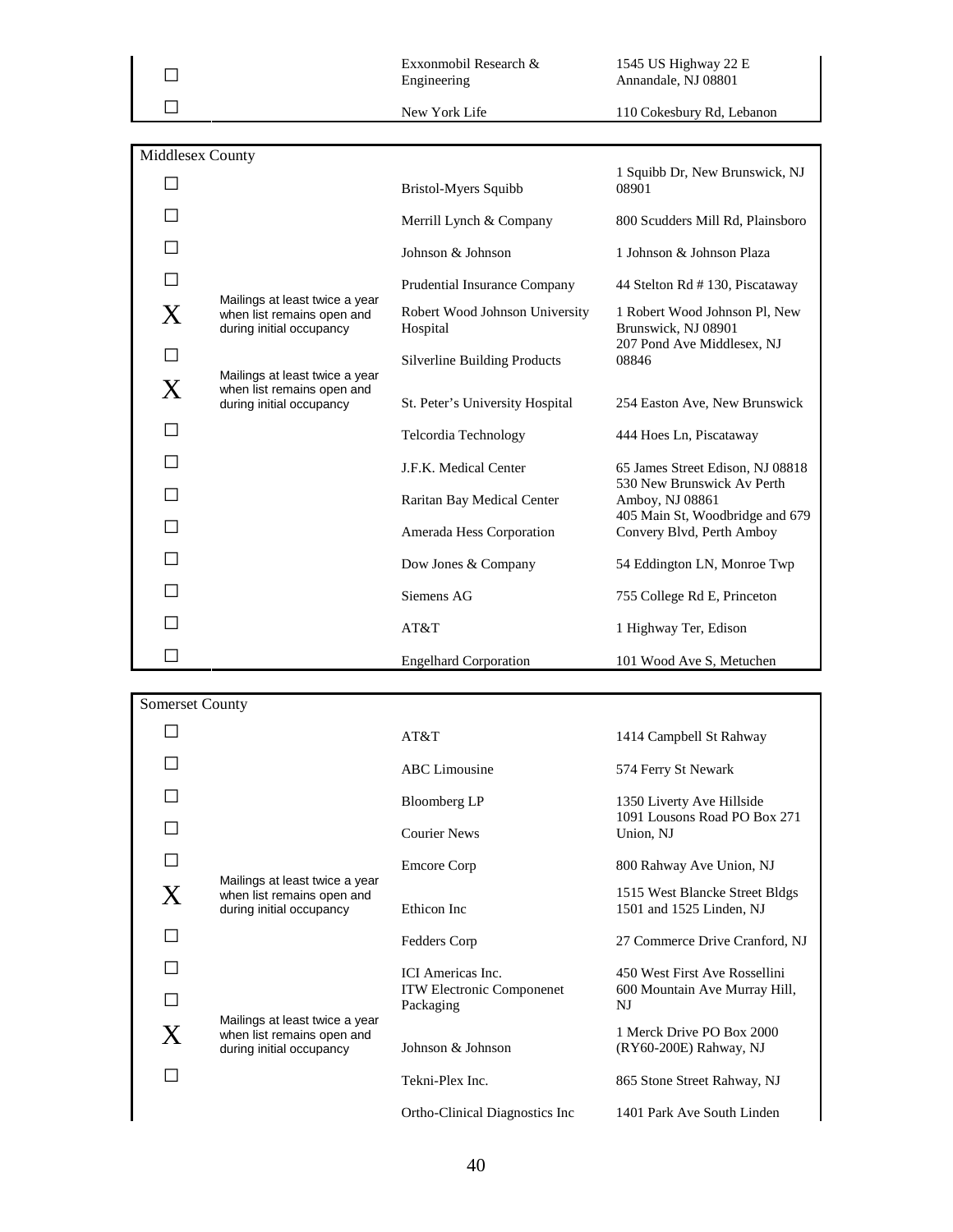| | | | |
|---|---|---|---|
| ☐ | | Exxonmobil Research & Engineering | 1545 US Highway 22 E Annandale, NJ 08801 |
| ☐ | | New York Life | 110 Cokesbury Rd, Lebanon |

| Middlesex County | | | |
|---|---|---|---|
| ☐ | | Bristol-Myers Squibb | 1 Squibb Dr, New Brunswick, NJ 08901 |
| ☐ | | Merrill Lynch & Company | 800 Scudders Mill Rd, Plainsboro |
| ☐ | | Johnson & Johnson | 1 Johnson & Johnson Plaza |
| ☐ | | Prudential Insurance Company | 44 Stelton Rd # 130, Piscataway |
| X | Mailings at least twice a year when list remains open and during initial occupancy | Robert Wood Johnson University Hospital | 1 Robert Wood Johnson Pl, New Brunswick, NJ 08901 |
| ☐ | | Silverline Building Products | 207 Pond Ave Middlesex, NJ 08846 |
| X | Mailings at least twice a year when list remains open and during initial occupancy | St. Peter's University Hospital | 254 Easton Ave, New Brunswick |
| ☐ | | Telcordia Technology | 444 Hoes Ln, Piscataway |
| ☐ | | J.F.K. Medical Center | 65 James Street Edison, NJ 08818 |
| ☐ | | Raritan Bay Medical Center | 530 New Brunswick Av Perth Amboy, NJ 08861 |
| ☐ | | Amerada Hess Corporation | 405 Main St, Woodbridge and 679 Convery Blvd, Perth Amboy |
| ☐ | | Dow Jones & Company | 54 Eddington LN, Monroe Twp |
| ☐ | | Siemens AG | 755 College Rd E, Princeton |
| ☐ | | AT&T | 1 Highway Ter, Edison |
| ☐ | | Engelhard Corporation | 101 Wood Ave S, Metuchen |

| Somerset County | | | |
|---|---|---|---|
| ☐ | | AT&T | 1414 Campbell St Rahway |
| ☐ | | ABC Limousine | 574 Ferry St Newark |
| ☐ | | Bloomberg LP | 1350 Liverty Ave Hillside |
| ☐ | | Courier News | 1091 Lousons Road PO Box 271 Union, NJ |
| ☐ | | Emcore Corp | 800 Rahway Ave Union, NJ |
| X | Mailings at least twice a year when list remains open and during initial occupancy | Ethicon Inc | 1515 West Blancke Street Bldgs 1501 and 1525 Linden, NJ |
| ☐ | | Fedders Corp | 27 Commerce Drive Cranford, NJ |
| ☐ | | ICI Americas Inc. | 450 West First Ave Rossellini |
| ☐ | | ITW Electronic Componenet Packaging | 600 Mountain Ave Murray Hill, NJ |
| X | Mailings at least twice a year when list remains open and during initial occupancy | Johnson & Johnson | 1 Merck Drive PO Box 2000 (RY60-200E) Rahway, NJ |
| ☐ | | Tekni-Plex Inc. | 865 Stone Street Rahway, NJ |
| | | Ortho-Clinical Diagnostics Inc | 1401 Park Ave South Linden |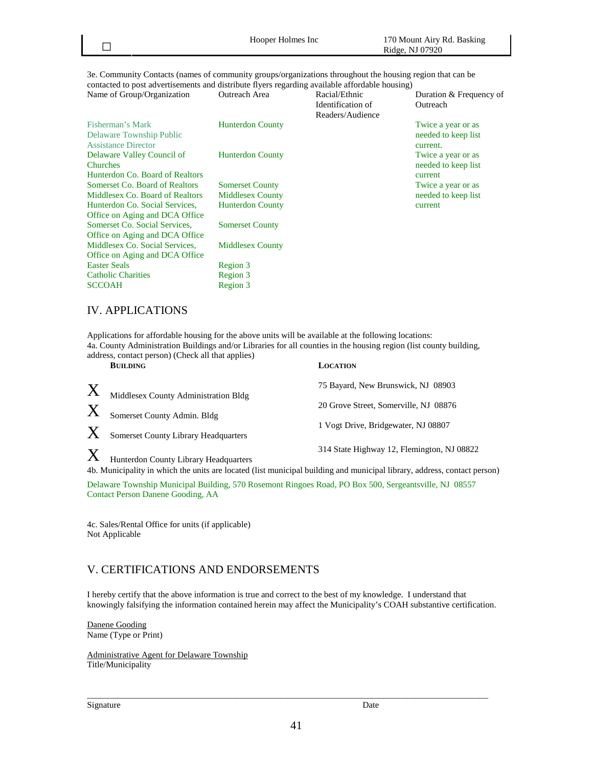| ☐ | Hooper Holmes Inc | 170 Mount Airy Rd. Basking Ridge, NJ 07920 |
|---|---|---|

3e. Community Contacts (names of community groups/organizations throughout the housing region that can be contacted to post advertisements and distribute flyers regarding available affordable housing)

| Name of Group/Organization | Outreach Area | Racial/Ethnic Identification of Readers/Audience | Duration & Frequency of Outreach |
|---|---|---|---|
| Fisherman's Mark Delaware Township Public Assistance Director | Hunterdon County | | Twice a year or as needed to keep list current. |
| Delaware Valley Council of Churches | Hunterdon County | | Twice a year or as needed to keep list current |
| Hunterdon Co. Board of Realtors | | | |
| Somerset Co. Board of Realtors | Somerset County | | Twice a year or as needed to keep list current |
| Middlesex Co. Board of Realtors | Middlesex County | | |
| Hunterdon Co. Social Services, Office on Aging and DCA Office | Hunterdon County | | |
| Somerset Co. Social Services, Office on Aging and DCA Office | Somerset County | | |
| Middlesex Co. Social Services, Office on Aging and DCA Office | Middlesex County | | |
| Easter Seals | Region 3 | | |
| Catholic Charities | Region 3 | | |
| SCCOAH | Region 3 | | |

## IV. APPLICATIONS

Applications for affordable housing for the above units will be available at the following locations:
4a. County Administration Buildings and/or Libraries for all counties in the housing region (list county building, address, contact person) (Check all that applies)

| | **Building** | **Location** |
|---|---|---|
| X | Middlesex County Administration Bldg | 75 Bayard, New Brunswick, NJ 08903 |
| X | Somerset County Admin. Bldg | 20 Grove Street, Somerville, NJ 08876 |
| X | Somerset County Library Headquarters | 1 Vogt Drive, Bridgewater, NJ 08807 |
| X | Hunterdon County Library Headquarters | 314 State Highway 12, Flemington, NJ 08822 |

4b. Municipality in which the units are located (list municipal building and municipal library, address, contact person)

Delaware Township Municipal Building, 570 Rosemont Ringoes Road, PO Box 500, Sergeantsville, NJ 08557
Contact Person Danene Gooding, AA

4c. Sales/Rental Office for units (if applicable)
Not Applicable

## V. CERTIFICATIONS AND ENDORSEMENTS

I hereby certify that the above information is true and correct to the best of my knowledge. I understand that knowingly falsifying the information contained herein may affect the Municipality's COAH substantive certification.

Danene Gooding
Name (Type or Print)

Administrative Agent for Delaware Township
Title/Municipality

\_\_\_\_\_\_\_\_\_\_\_\_\_\_\_\_\_\_\_\_\_\_\_\_\_\_\_\_\_\_\_\_\_\_\_\_\_\_\_\_\_\_\_\_\_\_\_\_\_\_\_\_\_\_\_\_\_\_\_\_\_\_\_\_

Signature Date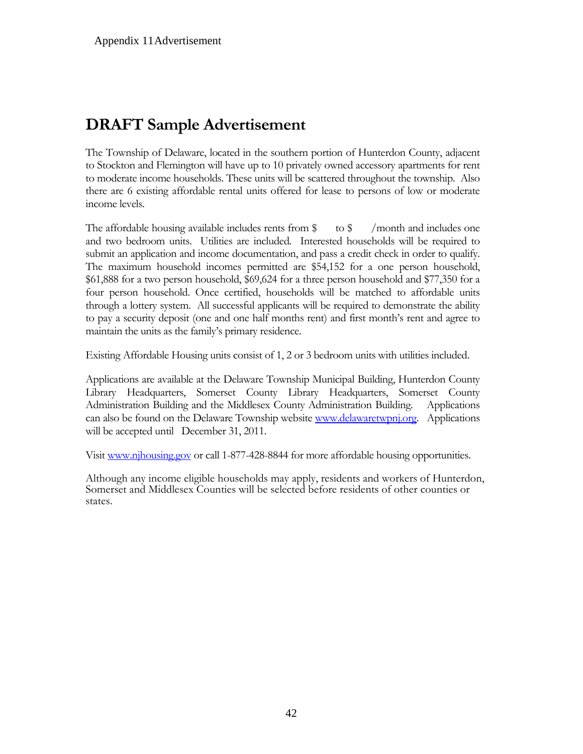Appendix 11Advertisement

# DRAFT Sample Advertisement

The Township of Delaware, located in the southern portion of Hunterdon County, adjacent to Stockton and Flemington will have up to 10 privately owned accessory apartments for rent to moderate income households. These units will be scattered throughout the township. Also there are 6 existing affordable rental units offered for lease to persons of low or moderate income levels.

The affordable housing available includes rents from $ to $ /month and includes one and two bedroom units. Utilities are included. Interested households will be required to submit an application and income documentation, and pass a credit check in order to qualify. The maximum household incomes permitted are $54,152 for a one person household, $61,888 for a two person household, $69,624 for a three person household and $77,350 for a four person household. Once certified, households will be matched to affordable units through a lottery system. All successful applicants will be required to demonstrate the ability to pay a security deposit (one and one half months rent) and first month's rent and agree to maintain the units as the family's primary residence.

Existing Affordable Housing units consist of 1, 2 or 3 bedroom units with utilities included.

Applications are available at the Delaware Township Municipal Building, Hunterdon County Library Headquarters, Somerset County Library Headquarters, Somerset County Administration Building and the Middlesex County Administration Building. Applications can also be found on the Delaware Township website www.delawaretwpnj.org. Applications will be accepted until December 31, 2011.

Visit www.njhousing.gov or call 1-877-428-8844 for more affordable housing opportunities.

Although any income eligible households may apply, residents and workers of Hunterdon, Somerset and Middlesex Counties will be selected before residents of other counties or states.